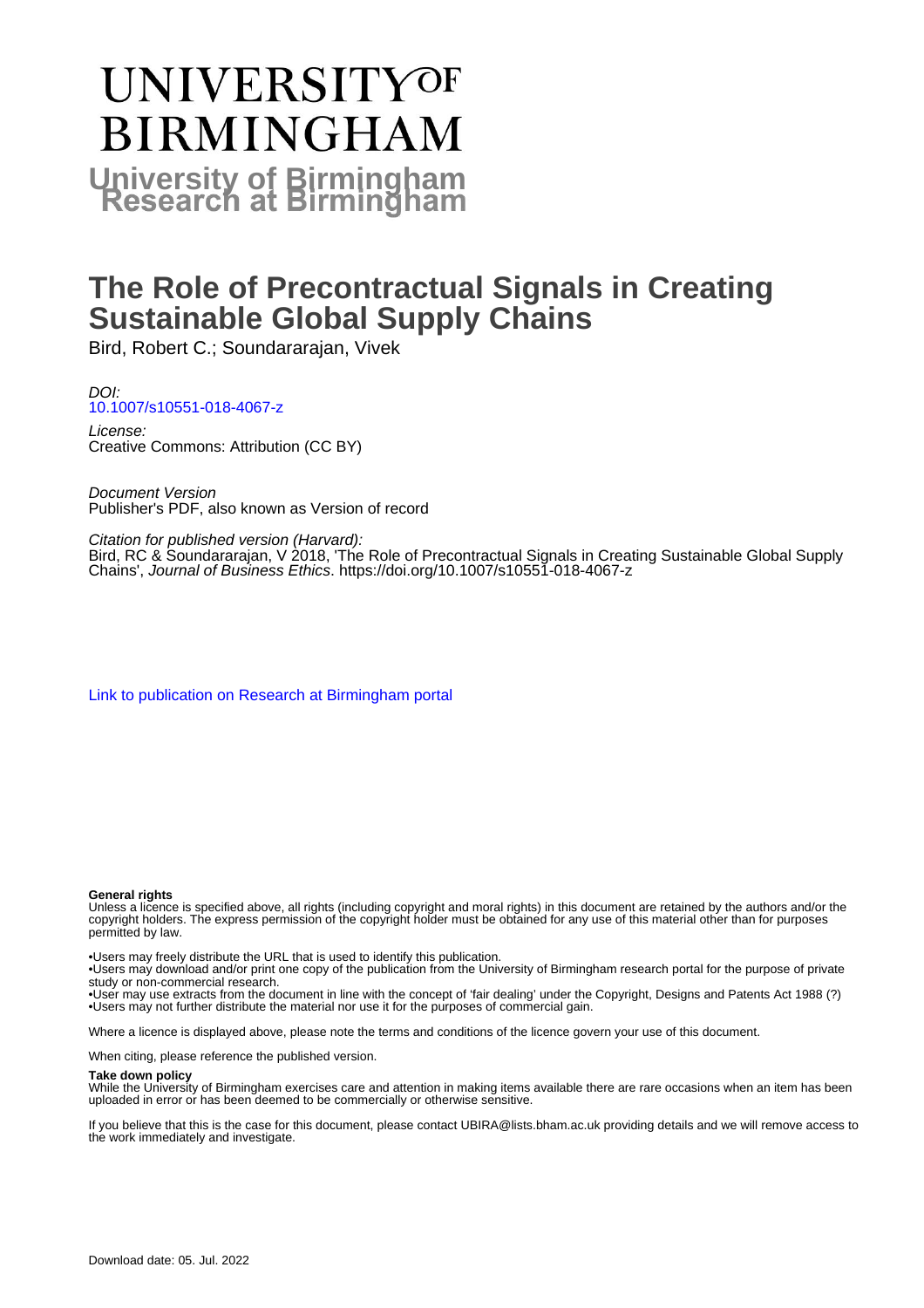# UNIVERSITY OF BIRMINGHAM

## University of Birmingham Research at Birmingham

# The Role of Precontractual Signals in Creating Sustainable Global Supply Chains

Bird, Robert C.; Soundararajan, Vivek

*DOI:*
[10.1007/s10551-018-4067-z](https://doi.org/10.1007/s10551-018-4067-z)

*License:*
Creative Commons: Attribution (CC BY)

*Document Version*
Publisher's PDF, also known as Version of record

*Citation for published version (Harvard):*
Bird, RC & Soundararajan, V 2018, 'The Role of Precontractual Signals in Creating Sustainable Global Supply Chains', *Journal of Business Ethics*. https://doi.org/10.1007/s10551-018-4067-z

[Link to publication on Research at Birmingham portal]

**General rights**

Unless a licence is specified above, all rights (including copyright and moral rights) in this document are retained by the authors and/or the copyright holders. The express permission of the copyright holder must be obtained for any use of this material other than for purposes permitted by law.

•Users may freely distribute the URL that is used to identify this publication.
•Users may download and/or print one copy of the publication from the University of Birmingham research portal for the purpose of private study or non-commercial research.
•User may use extracts from the document in line with the concept of 'fair dealing' under the Copyright, Designs and Patents Act 1988 (?)
•Users may not further distribute the material nor use it for the purposes of commercial gain.

Where a licence is displayed above, please note the terms and conditions of the licence govern your use of this document.

When citing, please reference the published version.

**Take down policy**

While the University of Birmingham exercises care and attention in making items available there are rare occasions when an item has been uploaded in error or has been deemed to be commercially or otherwise sensitive.

If you believe that this is the case for this document, please contact UBIRA@lists.bham.ac.uk providing details and we will remove access to the work immediately and investigate.

Download date: 05. Jul. 2022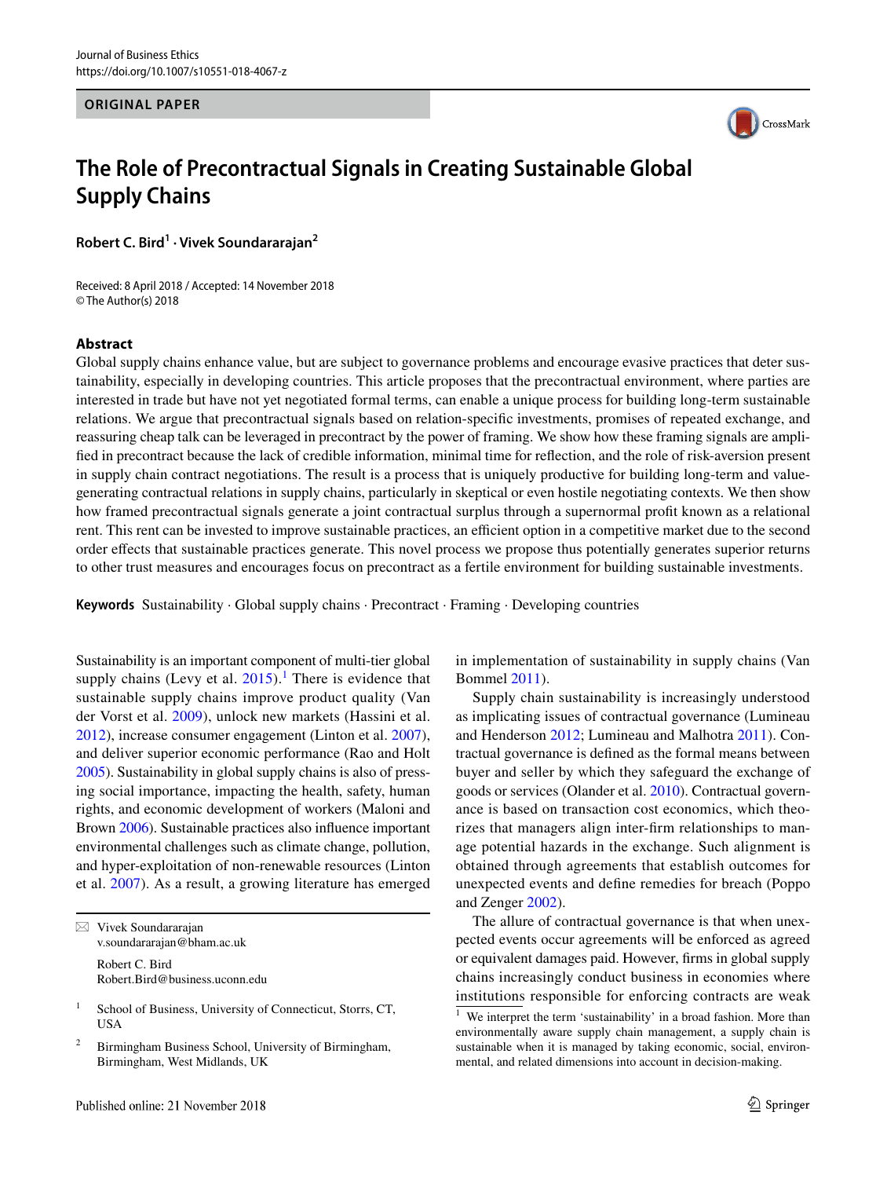# The Role of Precontractual Signals in Creating Sustainable Global Supply Chains

**Robert C. Bird[1] · Vivek Soundararajan[2]**

Received: 8 April 2018 / Accepted: 14 November 2018
© The Author(s) 2018

## Abstract

Global supply chains enhance value, but are subject to governance problems and encourage evasive practices that deter sustainability, especially in developing countries. This article proposes that the precontractual environment, where parties are interested in trade but have not yet negotiated formal terms, can enable a unique process for building long-term sustainable relations. We argue that precontractual signals based on relation-specific investments, promises of repeated exchange, and reassuring cheap talk can be leveraged in precontract by the power of framing. We show how these framing signals are amplified in precontract because the lack of credible information, minimal time for reflection, and the role of risk-aversion present in supply chain contract negotiations. The result is a process that is uniquely productive for building long-term and value-generating contractual relations in supply chains, particularly in skeptical or even hostile negotiating contexts. We then show how framed precontractual signals generate a joint contractual surplus through a supernormal profit known as a relational rent. This rent can be invested to improve sustainable practices, an efficient option in a competitive market due to the second order effects that sustainable practices generate. This novel process we propose thus potentially generates superior returns to other trust measures and encourages focus on precontract as a fertile environment for building sustainable investments.

**Keywords** Sustainability · Global supply chains · Precontract · Framing · Developing countries

Sustainability is an important component of multi-tier global supply chains (Levy et al. 2015).[1] There is evidence that sustainable supply chains improve product quality (Van der Vorst et al. 2009), unlock new markets (Hassini et al. 2012), increase consumer engagement (Linton et al. 2007), and deliver superior economic performance (Rao and Holt 2005). Sustainability in global supply chains is also of pressing social importance, impacting the health, safety, human rights, and economic development of workers (Maloni and Brown 2006). Sustainable practices also influence important environmental challenges such as climate change, pollution, and hyper-exploitation of non-renewable resources (Linton et al. 2007). As a result, a growing literature has emerged in implementation of sustainability in supply chains (Van Bommel 2011).

Supply chain sustainability is increasingly understood as implicating issues of contractual governance (Lumineau and Henderson 2012; Lumineau and Malhotra 2011). Contractual governance is defined as the formal means between buyer and seller by which they safeguard the exchange of goods or services (Olander et al. 2010). Contractual governance is based on transaction cost economics, which theorizes that managers align inter-firm relationships to manage potential hazards in the exchange. Such alignment is obtained through agreements that establish outcomes for unexpected events and define remedies for breach (Poppo and Zenger 2002).

The allure of contractual governance is that when unexpected events occur agreements will be enforced as agreed or equivalent damages paid. However, firms in global supply chains increasingly conduct business in economies where institutions responsible for enforcing contracts are weak

---

✉ Vivek Soundararajan
v.soundararajan@bham.ac.uk

Robert C. Bird
Robert.Bird@business.uconn.edu

[1] School of Business, University of Connecticut, Storrs, CT, USA

[2] Birmingham Business School, University of Birmingham, Birmingham, West Midlands, UK

[1] We interpret the term 'sustainability' in a broad fashion. More than environmentally aware supply chain management, a supply chain is sustainable when it is managed by taking economic, social, environmental, and related dimensions into account in decision-making.

Published online: 21 November 2018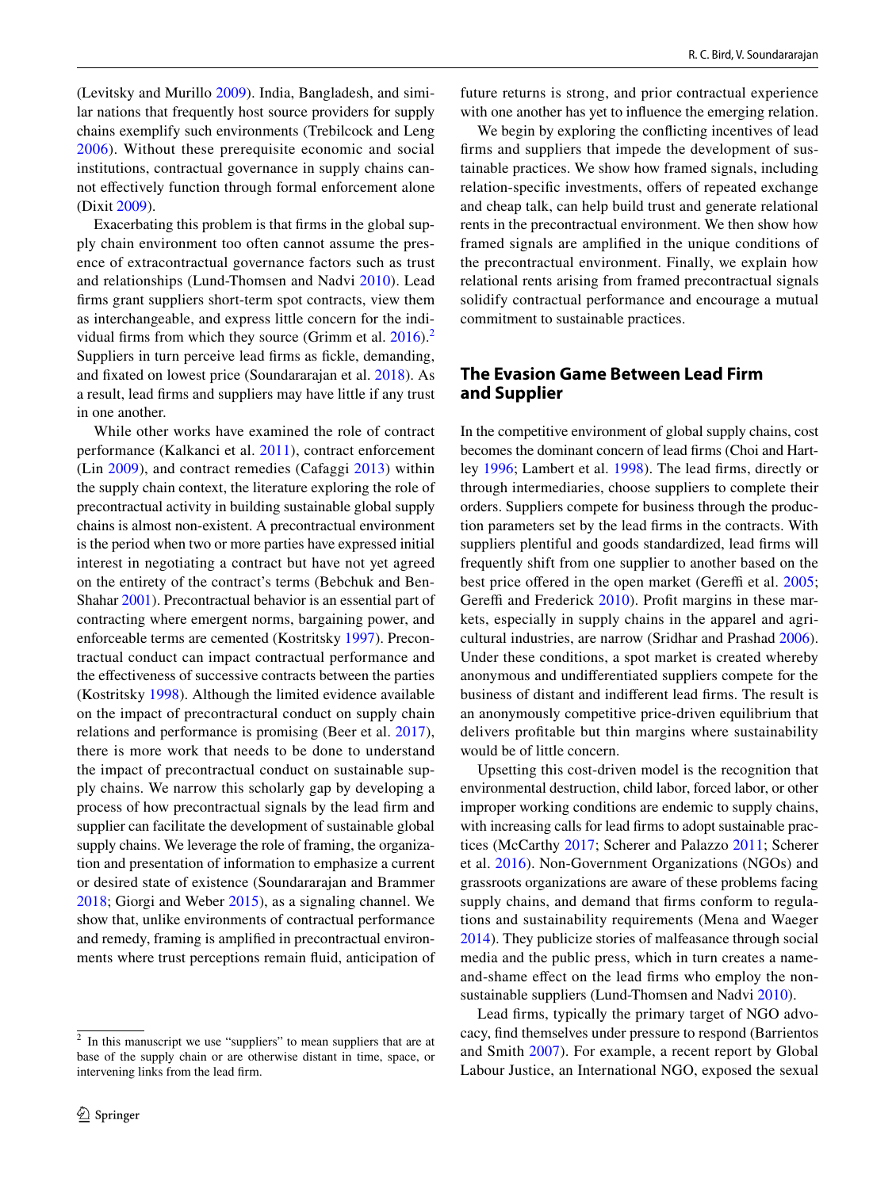(Levitsky and Murillo 2009). India, Bangladesh, and similar nations that frequently host source providers for supply chains exemplify such environments (Trebilcock and Leng 2006). Without these prerequisite economic and social institutions, contractual governance in supply chains cannot effectively function through formal enforcement alone (Dixit 2009).

Exacerbating this problem is that firms in the global supply chain environment too often cannot assume the presence of extracontractual governance factors such as trust and relationships (Lund-Thomsen and Nadvi 2010). Lead firms grant suppliers short-term spot contracts, view them as interchangeable, and express little concern for the individual firms from which they source (Grimm et al. 2016).[2] Suppliers in turn perceive lead firms as fickle, demanding, and fixated on lowest price (Soundararajan et al. 2018). As a result, lead firms and suppliers may have little if any trust in one another.

While other works have examined the role of contract performance (Kalkanci et al. 2011), contract enforcement (Lin 2009), and contract remedies (Cafaggi 2013) within the supply chain context, the literature exploring the role of precontractual activity in building sustainable global supply chains is almost non-existent. A precontractual environment is the period when two or more parties have expressed initial interest in negotiating a contract but have not yet agreed on the entirety of the contract's terms (Bebchuk and Ben-Shahar 2001). Precontractual behavior is an essential part of contracting where emergent norms, bargaining power, and enforceable terms are cemented (Kostritsky 1997). Precontractual conduct can impact contractual performance and the effectiveness of successive contracts between the parties (Kostritsky 1998). Although the limited evidence available on the impact of precontractual conduct on supply chain relations and performance is promising (Beer et al. 2017), there is more work that needs to be done to understand the impact of precontractual conduct on sustainable supply chains. We narrow this scholarly gap by developing a process of how precontractual signals by the lead firm and supplier can facilitate the development of sustainable global supply chains. We leverage the role of framing, the organization and presentation of information to emphasize a current or desired state of existence (Soundararajan and Brammer 2018; Giorgi and Weber 2015), as a signaling channel. We show that, unlike environments of contractual performance and remedy, framing is amplified in precontractual environments where trust perceptions remain fluid, anticipation of future returns is strong, and prior contractual experience with one another has yet to influence the emerging relation.

We begin by exploring the conflicting incentives of lead firms and suppliers that impede the development of sustainable practices. We show how framed signals, including relation-specific investments, offers of repeated exchange and cheap talk, can help build trust and generate relational rents in the precontractual environment. We then show how framed signals are amplified in the unique conditions of the precontractual environment. Finally, we explain how relational rents arising from framed precontractual signals solidify contractual performance and encourage a mutual commitment to sustainable practices.

## The Evasion Game Between Lead Firm and Supplier

In the competitive environment of global supply chains, cost becomes the dominant concern of lead firms (Choi and Hartley 1996; Lambert et al. 1998). The lead firms, directly or through intermediaries, choose suppliers to complete their orders. Suppliers compete for business through the production parameters set by the lead firms in the contracts. With suppliers plentiful and goods standardized, lead firms will frequently shift from one supplier to another based on the best price offered in the open market (Gereffi et al. 2005; Gereffi and Frederick 2010). Profit margins in these markets, especially in supply chains in the apparel and agricultural industries, are narrow (Sridhar and Prashad 2006). Under these conditions, a spot market is created whereby anonymous and undifferentiated suppliers compete for the business of distant and indifferent lead firms. The result is an anonymously competitive price-driven equilibrium that delivers profitable but thin margins where sustainability would be of little concern.

Upsetting this cost-driven model is the recognition that environmental destruction, child labor, forced labor, or other improper working conditions are endemic to supply chains, with increasing calls for lead firms to adopt sustainable practices (McCarthy 2017; Scherer and Palazzo 2011; Scherer et al. 2016). Non-Government Organizations (NGOs) and grassroots organizations are aware of these problems facing supply chains, and demand that firms conform to regulations and sustainability requirements (Mena and Waeger 2014). They publicize stories of malfeasance through social media and the public press, which in turn creates a name-and-shame effect on the lead firms who employ the non-sustainable suppliers (Lund-Thomsen and Nadvi 2010).

Lead firms, typically the primary target of NGO advocacy, find themselves under pressure to respond (Barrientos and Smith 2007). For example, a recent report by Global Labour Justice, an International NGO, exposed the sexual

[2] In this manuscript we use "suppliers" to mean suppliers that are at base of the supply chain or are otherwise distant in time, space, or intervening links from the lead firm.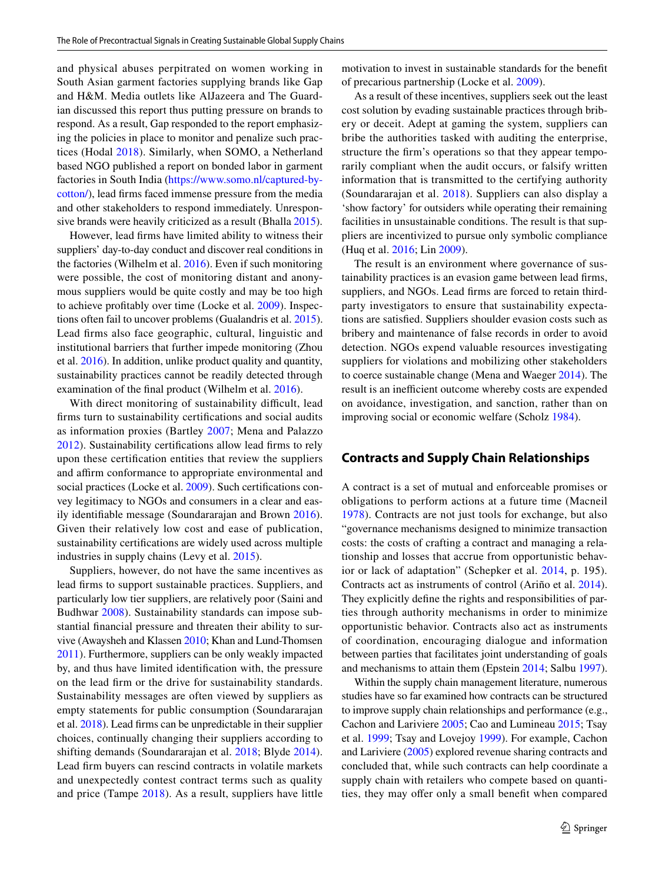and physical abuses perpetrated on women working in South Asian garment factories supplying brands like Gap and H&M. Media outlets like AlJazeera and The Guardian discussed this report thus putting pressure on brands to respond. As a result, Gap responded to the report emphasizing the policies in place to monitor and penalize such practices (Hodal 2018). Similarly, when SOMO, a Netherland based NGO published a report on bonded labor in garment factories in South India (https://www.somo.nl/captured-by-cotton/), lead firms faced immense pressure from the media and other stakeholders to respond immediately. Unresponsive brands were heavily criticized as a result (Bhalla 2015).

However, lead firms have limited ability to witness their suppliers' day-to-day conduct and discover real conditions in the factories (Wilhelm et al. 2016). Even if such monitoring were possible, the cost of monitoring distant and anonymous suppliers would be quite costly and may be too high to achieve profitably over time (Locke et al. 2009). Inspections often fail to uncover problems (Gualandris et al. 2015). Lead firms also face geographic, cultural, linguistic and institutional barriers that further impede monitoring (Zhou et al. 2016). In addition, unlike product quality and quantity, sustainability practices cannot be readily detected through examination of the final product (Wilhelm et al. 2016).

With direct monitoring of sustainability difficult, lead firms turn to sustainability certifications and social audits as information proxies (Bartley 2007; Mena and Palazzo 2012). Sustainability certifications allow lead firms to rely upon these certification entities that review the suppliers and affirm conformance to appropriate environmental and social practices (Locke et al. 2009). Such certifications convey legitimacy to NGOs and consumers in a clear and easily identifiable message (Soundararajan and Brown 2016). Given their relatively low cost and ease of publication, sustainability certifications are widely used across multiple industries in supply chains (Levy et al. 2015).

Suppliers, however, do not have the same incentives as lead firms to support sustainable practices. Suppliers, and particularly low tier suppliers, are relatively poor (Saini and Budhwar 2008). Sustainability standards can impose substantial financial pressure and threaten their ability to survive (Awaysheh and Klassen 2010; Khan and Lund-Thomsen 2011). Furthermore, suppliers can be only weakly impacted by, and thus have limited identification with, the pressure on the lead firm or the drive for sustainability standards. Sustainability messages are often viewed by suppliers as empty statements for public consumption (Soundararajan et al. 2018). Lead firms can be unpredictable in their supplier choices, continually changing their suppliers according to shifting demands (Soundararajan et al. 2018; Blyde 2014). Lead firm buyers can rescind contracts in volatile markets and unexpectedly contest contract terms such as quality and price (Tampe 2018). As a result, suppliers have little motivation to invest in sustainable standards for the benefit of precarious partnership (Locke et al. 2009).

As a result of these incentives, suppliers seek out the least cost solution by evading sustainable practices through bribery or deceit. Adept at gaming the system, suppliers can bribe the authorities tasked with auditing the enterprise, structure the firm's operations so that they appear temporarily compliant when the audit occurs, or falsify written information that is transmitted to the certifying authority (Soundararajan et al. 2018). Suppliers can also display a 'show factory' for outsiders while operating their remaining facilities in unsustainable conditions. The result is that suppliers are incentivized to pursue only symbolic compliance (Huq et al. 2016; Lin 2009).

The result is an environment where governance of sustainability practices is an evasion game between lead firms, suppliers, and NGOs. Lead firms are forced to retain third-party investigators to ensure that sustainability expectations are satisfied. Suppliers shoulder evasion costs such as bribery and maintenance of false records in order to avoid detection. NGOs expend valuable resources investigating suppliers for violations and mobilizing other stakeholders to coerce sustainable change (Mena and Waeger 2014). The result is an inefficient outcome whereby costs are expended on avoidance, investigation, and sanction, rather than on improving social or economic welfare (Scholz 1984).

## Contracts and Supply Chain Relationships

A contract is a set of mutual and enforceable promises or obligations to perform actions at a future time (Macneil 1978). Contracts are not just tools for exchange, but also "governance mechanisms designed to minimize transaction costs: the costs of crafting a contract and managing a relationship and losses that accrue from opportunistic behavior or lack of adaptation" (Schepker et al. 2014, p. 195). Contracts act as instruments of control (Ariño et al. 2014). They explicitly define the rights and responsibilities of parties through authority mechanisms in order to minimize opportunistic behavior. Contracts also act as instruments of coordination, encouraging dialogue and information between parties that facilitates joint understanding of goals and mechanisms to attain them (Epstein 2014; Salbu 1997).

Within the supply chain management literature, numerous studies have so far examined how contracts can be structured to improve supply chain relationships and performance (e.g., Cachon and Lariviere 2005; Cao and Lumineau 2015; Tsay et al. 1999; Tsay and Lovejoy 1999). For example, Cachon and Lariviere (2005) explored revenue sharing contracts and concluded that, while such contracts can help coordinate a supply chain with retailers who compete based on quantities, they may offer only a small benefit when compared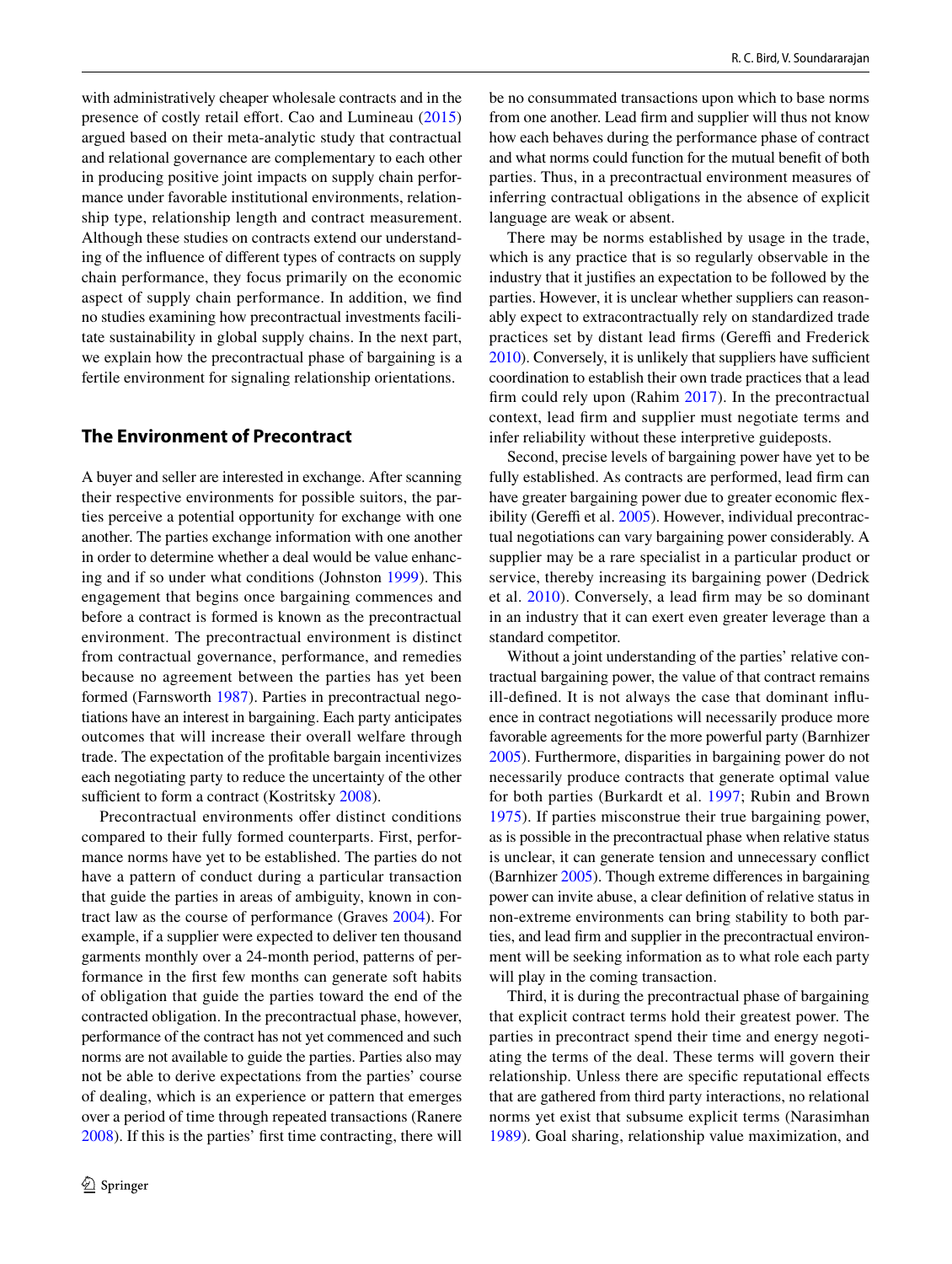with administratively cheaper wholesale contracts and in the presence of costly retail effort. Cao and Lumineau (2015) argued based on their meta-analytic study that contractual and relational governance are complementary to each other in producing positive joint impacts on supply chain performance under favorable institutional environments, relationship type, relationship length and contract measurement. Although these studies on contracts extend our understanding of the influence of different types of contracts on supply chain performance, they focus primarily on the economic aspect of supply chain performance. In addition, we find no studies examining how precontractual investments facilitate sustainability in global supply chains. In the next part, we explain how the precontractual phase of bargaining is a fertile environment for signaling relationship orientations.

## The Environment of Precontract

A buyer and seller are interested in exchange. After scanning their respective environments for possible suitors, the parties perceive a potential opportunity for exchange with one another. The parties exchange information with one another in order to determine whether a deal would be value enhancing and if so under what conditions (Johnston 1999). This engagement that begins once bargaining commences and before a contract is formed is known as the precontractual environment. The precontractual environment is distinct from contractual governance, performance, and remedies because no agreement between the parties has yet been formed (Farnsworth 1987). Parties in precontractual negotiations have an interest in bargaining. Each party anticipates outcomes that will increase their overall welfare through trade. The expectation of the profitable bargain incentivizes each negotiating party to reduce the uncertainty of the other sufficient to form a contract (Kostritsky 2008).

Precontractual environments offer distinct conditions compared to their fully formed counterparts. First, performance norms have yet to be established. The parties do not have a pattern of conduct during a particular transaction that guide the parties in areas of ambiguity, known in contract law as the course of performance (Graves 2004). For example, if a supplier were expected to deliver ten thousand garments monthly over a 24-month period, patterns of performance in the first few months can generate soft habits of obligation that guide the parties toward the end of the contracted obligation. In the precontractual phase, however, performance of the contract has not yet commenced and such norms are not available to guide the parties. Parties also may not be able to derive expectations from the parties' course of dealing, which is an experience or pattern that emerges over a period of time through repeated transactions (Ranere 2008). If this is the parties' first time contracting, there will be no consummated transactions upon which to base norms from one another. Lead firm and supplier will thus not know how each behaves during the performance phase of contract and what norms could function for the mutual benefit of both parties. Thus, in a precontractual environment measures of inferring contractual obligations in the absence of explicit language are weak or absent.

There may be norms established by usage in the trade, which is any practice that is so regularly observable in the industry that it justifies an expectation to be followed by the parties. However, it is unclear whether suppliers can reasonably expect to extracontractually rely on standardized trade practices set by distant lead firms (Gereffi and Frederick 2010). Conversely, it is unlikely that suppliers have sufficient coordination to establish their own trade practices that a lead firm could rely upon (Rahim 2017). In the precontractual context, lead firm and supplier must negotiate terms and infer reliability without these interpretive guideposts.

Second, precise levels of bargaining power have yet to be fully established. As contracts are performed, lead firm can have greater bargaining power due to greater economic flexibility (Gereffi et al. 2005). However, individual precontractual negotiations can vary bargaining power considerably. A supplier may be a rare specialist in a particular product or service, thereby increasing its bargaining power (Dedrick et al. 2010). Conversely, a lead firm may be so dominant in an industry that it can exert even greater leverage than a standard competitor.

Without a joint understanding of the parties' relative contractual bargaining power, the value of that contract remains ill-defined. It is not always the case that dominant influence in contract negotiations will necessarily produce more favorable agreements for the more powerful party (Barnhizer 2005). Furthermore, disparities in bargaining power do not necessarily produce contracts that generate optimal value for both parties (Burkardt et al. 1997; Rubin and Brown 1975). If parties misconstrue their true bargaining power, as is possible in the precontractual phase when relative status is unclear, it can generate tension and unnecessary conflict (Barnhizer 2005). Though extreme differences in bargaining power can invite abuse, a clear definition of relative status in non-extreme environments can bring stability to both parties, and lead firm and supplier in the precontractual environment will be seeking information as to what role each party will play in the coming transaction.

Third, it is during the precontractual phase of bargaining that explicit contract terms hold their greatest power. The parties in precontract spend their time and energy negotiating the terms of the deal. These terms will govern their relationship. Unless there are specific reputational effects that are gathered from third party interactions, no relational norms yet exist that subsume explicit terms (Narasimhan 1989). Goal sharing, relationship value maximization, and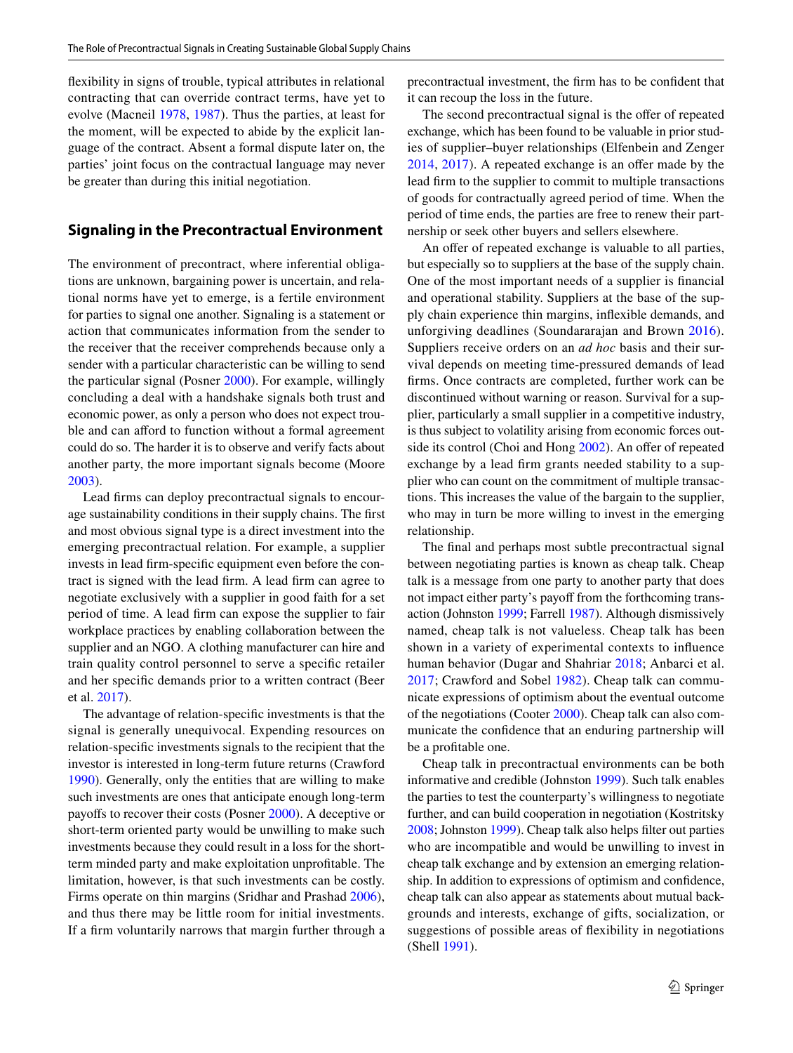flexibility in signs of trouble, typical attributes in relational contracting that can override contract terms, have yet to evolve (Macneil 1978, 1987). Thus the parties, at least for the moment, will be expected to abide by the explicit language of the contract. Absent a formal dispute later on, the parties' joint focus on the contractual language may never be greater than during this initial negotiation.

## Signaling in the Precontractual Environment

The environment of precontract, where inferential obligations are unknown, bargaining power is uncertain, and relational norms have yet to emerge, is a fertile environment for parties to signal one another. Signaling is a statement or action that communicates information from the sender to the receiver that the receiver comprehends because only a sender with a particular characteristic can be willing to send the particular signal (Posner 2000). For example, willingly concluding a deal with a handshake signals both trust and economic power, as only a person who does not expect trouble and can afford to function without a formal agreement could do so. The harder it is to observe and verify facts about another party, the more important signals become (Moore 2003).

Lead firms can deploy precontractual signals to encourage sustainability conditions in their supply chains. The first and most obvious signal type is a direct investment into the emerging precontractual relation. For example, a supplier invests in lead firm-specific equipment even before the contract is signed with the lead firm. A lead firm can agree to negotiate exclusively with a supplier in good faith for a set period of time. A lead firm can expose the supplier to fair workplace practices by enabling collaboration between the supplier and an NGO. A clothing manufacturer can hire and train quality control personnel to serve a specific retailer and her specific demands prior to a written contract (Beer et al. 2017).

The advantage of relation-specific investments is that the signal is generally unequivocal. Expending resources on relation-specific investments signals to the recipient that the investor is interested in long-term future returns (Crawford 1990). Generally, only the entities that are willing to make such investments are ones that anticipate enough long-term payoffs to recover their costs (Posner 2000). A deceptive or short-term oriented party would be unwilling to make such investments because they could result in a loss for the short-term minded party and make exploitation unprofitable. The limitation, however, is that such investments can be costly. Firms operate on thin margins (Sridhar and Prashad 2006), and thus there may be little room for initial investments. If a firm voluntarily narrows that margin further through a precontractual investment, the firm has to be confident that it can recoup the loss in the future.

The second precontractual signal is the offer of repeated exchange, which has been found to be valuable in prior studies of supplier–buyer relationships (Elfenbein and Zenger 2014, 2017). A repeated exchange is an offer made by the lead firm to the supplier to commit to multiple transactions of goods for contractually agreed period of time. When the period of time ends, the parties are free to renew their partnership or seek other buyers and sellers elsewhere.

An offer of repeated exchange is valuable to all parties, but especially so to suppliers at the base of the supply chain. One of the most important needs of a supplier is financial and operational stability. Suppliers at the base of the supply chain experience thin margins, inflexible demands, and unforgiving deadlines (Soundararajan and Brown 2016). Suppliers receive orders on an *ad hoc* basis and their survival depends on meeting time-pressured demands of lead firms. Once contracts are completed, further work can be discontinued without warning or reason. Survival for a supplier, particularly a small supplier in a competitive industry, is thus subject to volatility arising from economic forces outside its control (Choi and Hong 2002). An offer of repeated exchange by a lead firm grants needed stability to a supplier who can count on the commitment of multiple transactions. This increases the value of the bargain to the supplier, who may in turn be more willing to invest in the emerging relationship.

The final and perhaps most subtle precontractual signal between negotiating parties is known as cheap talk. Cheap talk is a message from one party to another party that does not impact either party's payoff from the forthcoming transaction (Johnston 1999; Farrell 1987). Although dismissively named, cheap talk is not valueless. Cheap talk has been shown in a variety of experimental contexts to influence human behavior (Dugar and Shahriar 2018; Anbarci et al. 2017; Crawford and Sobel 1982). Cheap talk can communicate expressions of optimism about the eventual outcome of the negotiations (Cooter 2000). Cheap talk can also communicate the confidence that an enduring partnership will be a profitable one.

Cheap talk in precontractual environments can be both informative and credible (Johnston 1999). Such talk enables the parties to test the counterparty's willingness to negotiate further, and can build cooperation in negotiation (Kostritsky 2008; Johnston 1999). Cheap talk also helps filter out parties who are incompatible and would be unwilling to invest in cheap talk exchange and by extension an emerging relationship. In addition to expressions of optimism and confidence, cheap talk can also appear as statements about mutual backgrounds and interests, exchange of gifts, socialization, or suggestions of possible areas of flexibility in negotiations (Shell 1991).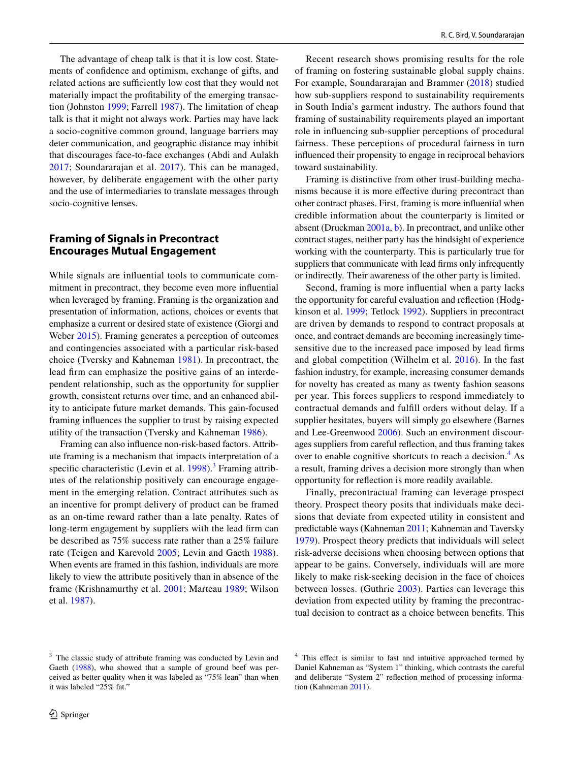The advantage of cheap talk is that it is low cost. Statements of confidence and optimism, exchange of gifts, and related actions are sufficiently low cost that they would not materially impact the profitability of the emerging transaction (Johnston 1999; Farrell 1987). The limitation of cheap talk is that it might not always work. Parties may have lack a socio-cognitive common ground, language barriers may deter communication, and geographic distance may inhibit that discourages face-to-face exchanges (Abdi and Aulakh 2017; Soundararajan et al. 2017). This can be managed, however, by deliberate engagement with the other party and the use of intermediaries to translate messages through socio-cognitive lenses.

## Framing of Signals in Precontract Encourages Mutual Engagement

While signals are influential tools to communicate commitment in precontract, they become even more influential when leveraged by framing. Framing is the organization and presentation of information, actions, choices or events that emphasize a current or desired state of existence (Giorgi and Weber 2015). Framing generates a perception of outcomes and contingencies associated with a particular risk-based choice (Tversky and Kahneman 1981). In precontract, the lead firm can emphasize the positive gains of an interdependent relationship, such as the opportunity for supplier growth, consistent returns over time, and an enhanced ability to anticipate future market demands. This gain-focused framing influences the supplier to trust by raising expected utility of the transaction (Tversky and Kahneman 1986).

Framing can also influence non-risk-based factors. Attribute framing is a mechanism that impacts interpretation of a specific characteristic (Levin et al. 1998).[3] Framing attributes of the relationship positively can encourage engagement in the emerging relation. Contract attributes such as an incentive for prompt delivery of product can be framed as an on-time reward rather than a late penalty. Rates of long-term engagement by suppliers with the lead firm can be described as 75% success rate rather than a 25% failure rate (Teigen and Karevold 2005; Levin and Gaeth 1988). When events are framed in this fashion, individuals are more likely to view the attribute positively than in absence of the frame (Krishnamurthy et al. 2001; Marteau 1989; Wilson et al. 1987).

Recent research shows promising results for the role of framing on fostering sustainable global supply chains. For example, Soundararajan and Brammer (2018) studied how sub-suppliers respond to sustainability requirements in South India's garment industry. The authors found that framing of sustainability requirements played an important role in influencing sub-supplier perceptions of procedural fairness. These perceptions of procedural fairness in turn influenced their propensity to engage in reciprocal behaviors toward sustainability.

Framing is distinctive from other trust-building mechanisms because it is more effective during precontract than other contract phases. First, framing is more influential when credible information about the counterparty is limited or absent (Druckman 2001a, b). In precontract, and unlike other contract stages, neither party has the hindsight of experience working with the counterparty. This is particularly true for suppliers that communicate with lead firms only infrequently or indirectly. Their awareness of the other party is limited.

Second, framing is more influential when a party lacks the opportunity for careful evaluation and reflection (Hodgkinson et al. 1999; Tetlock 1992). Suppliers in precontract are driven by demands to respond to contract proposals at once, and contract demands are becoming increasingly time-sensitive due to the increased pace imposed by lead firms and global competition (Wilhelm et al. 2016). In the fast fashion industry, for example, increasing consumer demands for novelty has created as many as twenty fashion seasons per year. This forces suppliers to respond immediately to contractual demands and fulfill orders without delay. If a supplier hesitates, buyers will simply go elsewhere (Barnes and Lee-Greenwood 2006). Such an environment discourages suppliers from careful reflection, and thus framing takes over to enable cognitive shortcuts to reach a decision.[4] As a result, framing drives a decision more strongly than when opportunity for reflection is more readily available.

Finally, precontractual framing can leverage prospect theory. Prospect theory posits that individuals make decisions that deviate from expected utility in consistent and predictable ways (Kahneman 2011; Kahneman and Taversky 1979). Prospect theory predicts that individuals will select risk-adverse decisions when choosing between options that appear to be gains. Conversely, individuals will are more likely to make risk-seeking decision in the face of choices between losses. (Guthrie 2003). Parties can leverage this deviation from expected utility by framing the precontractual decision to contract as a choice between benefits. This

---

[3] The classic study of attribute framing was conducted by Levin and Gaeth (1988), who showed that a sample of ground beef was perceived as better quality when it was labeled as "75% lean" than when it was labeled "25% fat."

[4] This effect is similar to fast and intuitive approached termed by Daniel Kahneman as "System 1" thinking, which contrasts the careful and deliberate "System 2" reflection method of processing information (Kahneman 2011).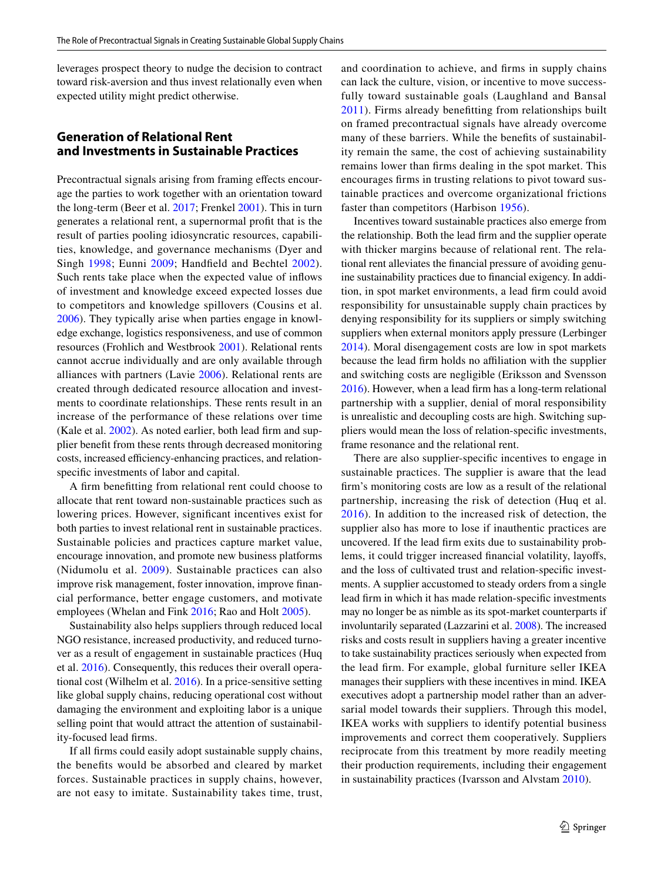leverages prospect theory to nudge the decision to contract toward risk-aversion and thus invest relationally even when expected utility might predict otherwise.

## Generation of Relational Rent and Investments in Sustainable Practices

Precontractual signals arising from framing effects encourage the parties to work together with an orientation toward the long-term (Beer et al. 2017; Frenkel 2001). This in turn generates a relational rent, a supernormal profit that is the result of parties pooling idiosyncratic resources, capabilities, knowledge, and governance mechanisms (Dyer and Singh 1998; Eunni 2009; Handfield and Bechtel 2002). Such rents take place when the expected value of inflows of investment and knowledge exceed expected losses due to competitors and knowledge spillovers (Cousins et al. 2006). They typically arise when parties engage in knowledge exchange, logistics responsiveness, and use of common resources (Frohlich and Westbrook 2001). Relational rents cannot accrue individually and are only available through alliances with partners (Lavie 2006). Relational rents are created through dedicated resource allocation and investments to coordinate relationships. These rents result in an increase of the performance of these relations over time (Kale et al. 2002). As noted earlier, both lead firm and supplier benefit from these rents through decreased monitoring costs, increased efficiency-enhancing practices, and relation-specific investments of labor and capital.

A firm benefitting from relational rent could choose to allocate that rent toward non-sustainable practices such as lowering prices. However, significant incentives exist for both parties to invest relational rent in sustainable practices. Sustainable policies and practices capture market value, encourage innovation, and promote new business platforms (Nidumolu et al. 2009). Sustainable practices can also improve risk management, foster innovation, improve financial performance, better engage customers, and motivate employees (Whelan and Fink 2016; Rao and Holt 2005).

Sustainability also helps suppliers through reduced local NGO resistance, increased productivity, and reduced turnover as a result of engagement in sustainable practices (Huq et al. 2016). Consequently, this reduces their overall operational cost (Wilhelm et al. 2016). In a price-sensitive setting like global supply chains, reducing operational cost without damaging the environment and exploiting labor is a unique selling point that would attract the attention of sustainability-focused lead firms.

If all firms could easily adopt sustainable supply chains, the benefits would be absorbed and cleared by market forces. Sustainable practices in supply chains, however, are not easy to imitate. Sustainability takes time, trust, and coordination to achieve, and firms in supply chains can lack the culture, vision, or incentive to move successfully toward sustainable goals (Laughland and Bansal 2011). Firms already benefitting from relationships built on framed precontractual signals have already overcome many of these barriers. While the benefits of sustainability remain the same, the cost of achieving sustainability remains lower than firms dealing in the spot market. This encourages firms in trusting relations to pivot toward sustainable practices and overcome organizational frictions faster than competitors (Harbison 1956).

Incentives toward sustainable practices also emerge from the relationship. Both the lead firm and the supplier operate with thicker margins because of relational rent. The relational rent alleviates the financial pressure of avoiding genuine sustainability practices due to financial exigency. In addition, in spot market environments, a lead firm could avoid responsibility for unsustainable supply chain practices by denying responsibility for its suppliers or simply switching suppliers when external monitors apply pressure (Lerbinger 2014). Moral disengagement costs are low in spot markets because the lead firm holds no affiliation with the supplier and switching costs are negligible (Eriksson and Svensson 2016). However, when a lead firm has a long-term relational partnership with a supplier, denial of moral responsibility is unrealistic and decoupling costs are high. Switching suppliers would mean the loss of relation-specific investments, frame resonance and the relational rent.

There are also supplier-specific incentives to engage in sustainable practices. The supplier is aware that the lead firm's monitoring costs are low as a result of the relational partnership, increasing the risk of detection (Huq et al. 2016). In addition to the increased risk of detection, the supplier also has more to lose if inauthentic practices are uncovered. If the lead firm exits due to sustainability problems, it could trigger increased financial volatility, layoffs, and the loss of cultivated trust and relation-specific investments. A supplier accustomed to steady orders from a single lead firm in which it has made relation-specific investments may no longer be as nimble as its spot-market counterparts if involuntarily separated (Lazzarini et al. 2008). The increased risks and costs result in suppliers having a greater incentive to take sustainability practices seriously when expected from the lead firm. For example, global furniture seller IKEA manages their suppliers with these incentives in mind. IKEA executives adopt a partnership model rather than an adversarial model towards their suppliers. Through this model, IKEA works with suppliers to identify potential business improvements and correct them cooperatively. Suppliers reciprocate from this treatment by more readily meeting their production requirements, including their engagement in sustainability practices (Ivarsson and Alvstam 2010).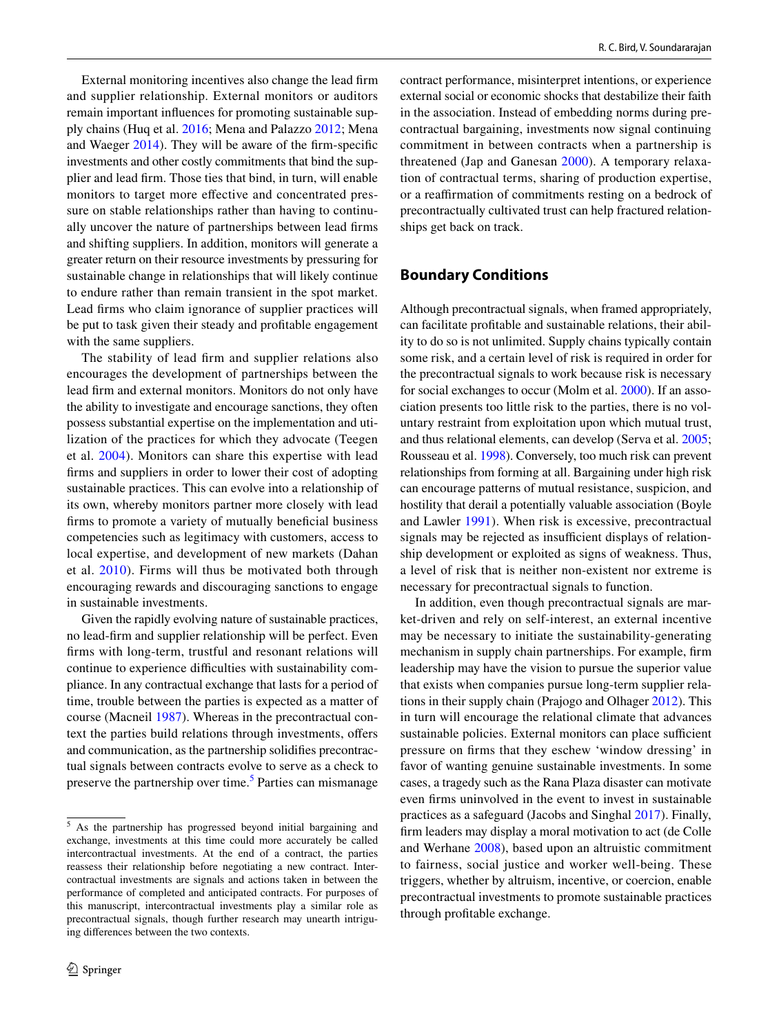External monitoring incentives also change the lead firm and supplier relationship. External monitors or auditors remain important influences for promoting sustainable supply chains (Huq et al. 2016; Mena and Palazzo 2012; Mena and Waeger 2014). They will be aware of the firm-specific investments and other costly commitments that bind the supplier and lead firm. Those ties that bind, in turn, will enable monitors to target more effective and concentrated pressure on stable relationships rather than having to continually uncover the nature of partnerships between lead firms and shifting suppliers. In addition, monitors will generate a greater return on their resource investments by pressuring for sustainable change in relationships that will likely continue to endure rather than remain transient in the spot market. Lead firms who claim ignorance of supplier practices will be put to task given their steady and profitable engagement with the same suppliers.

The stability of lead firm and supplier relations also encourages the development of partnerships between the lead firm and external monitors. Monitors do not only have the ability to investigate and encourage sanctions, they often possess substantial expertise on the implementation and utilization of the practices for which they advocate (Teegen et al. 2004). Monitors can share this expertise with lead firms and suppliers in order to lower their cost of adopting sustainable practices. This can evolve into a relationship of its own, whereby monitors partner more closely with lead firms to promote a variety of mutually beneficial business competencies such as legitimacy with customers, access to local expertise, and development of new markets (Dahan et al. 2010). Firms will thus be motivated both through encouraging rewards and discouraging sanctions to engage in sustainable investments.

Given the rapidly evolving nature of sustainable practices, no lead-firm and supplier relationship will be perfect. Even firms with long-term, trustful and resonant relations will continue to experience difficulties with sustainability compliance. In any contractual exchange that lasts for a period of time, trouble between the parties is expected as a matter of course (Macneil 1987). Whereas in the precontractual context the parties build relations through investments, offers and communication, as the partnership solidifies precontractual signals between contracts evolve to serve as a check to preserve the partnership over time.[5] Parties can mismanage contract performance, misinterpret intentions, or experience external social or economic shocks that destabilize their faith in the association. Instead of embedding norms during precontractual bargaining, investments now signal continuing commitment in between contracts when a partnership is threatened (Jap and Ganesan 2000). A temporary relaxation of contractual terms, sharing of production expertise, or a reaffirmation of commitments resting on a bedrock of precontractually cultivated trust can help fractured relationships get back on track.

## Boundary Conditions

Although precontractual signals, when framed appropriately, can facilitate profitable and sustainable relations, their ability to do so is not unlimited. Supply chains typically contain some risk, and a certain level of risk is required in order for the precontractual signals to work because risk is necessary for social exchanges to occur (Molm et al. 2000). If an association presents too little risk to the parties, there is no voluntary restraint from exploitation upon which mutual trust, and thus relational elements, can develop (Serva et al. 2005; Rousseau et al. 1998). Conversely, too much risk can prevent relationships from forming at all. Bargaining under high risk can encourage patterns of mutual resistance, suspicion, and hostility that derail a potentially valuable association (Boyle and Lawler 1991). When risk is excessive, precontractual signals may be rejected as insufficient displays of relationship development or exploited as signs of weakness. Thus, a level of risk that is neither non-existent nor extreme is necessary for precontractual signals to function.

In addition, even though precontractual signals are market-driven and rely on self-interest, an external incentive may be necessary to initiate the sustainability-generating mechanism in supply chain partnerships. For example, firm leadership may have the vision to pursue the superior value that exists when companies pursue long-term supplier relations in their supply chain (Prajogo and Olhager 2012). This in turn will encourage the relational climate that advances sustainable policies. External monitors can place sufficient pressure on firms that they eschew 'window dressing' in favor of wanting genuine sustainable investments. In some cases, a tragedy such as the Rana Plaza disaster can motivate even firms uninvolved in the event to invest in sustainable practices as a safeguard (Jacobs and Singhal 2017). Finally, firm leaders may display a moral motivation to act (de Colle and Werhane 2008), based upon an altruistic commitment to fairness, social justice and worker well-being. These triggers, whether by altruism, incentive, or coercion, enable precontractual investments to promote sustainable practices through profitable exchange.

[5] As the partnership has progressed beyond initial bargaining and exchange, investments at this time could more accurately be called intercontractual investments. At the end of a contract, the parties reassess their relationship before negotiating a new contract. Intercontractual investments are signals and actions taken in between the performance of completed and anticipated contracts. For purposes of this manuscript, intercontractual investments play a similar role as precontractual signals, though further research may unearth intriguing differences between the two contexts.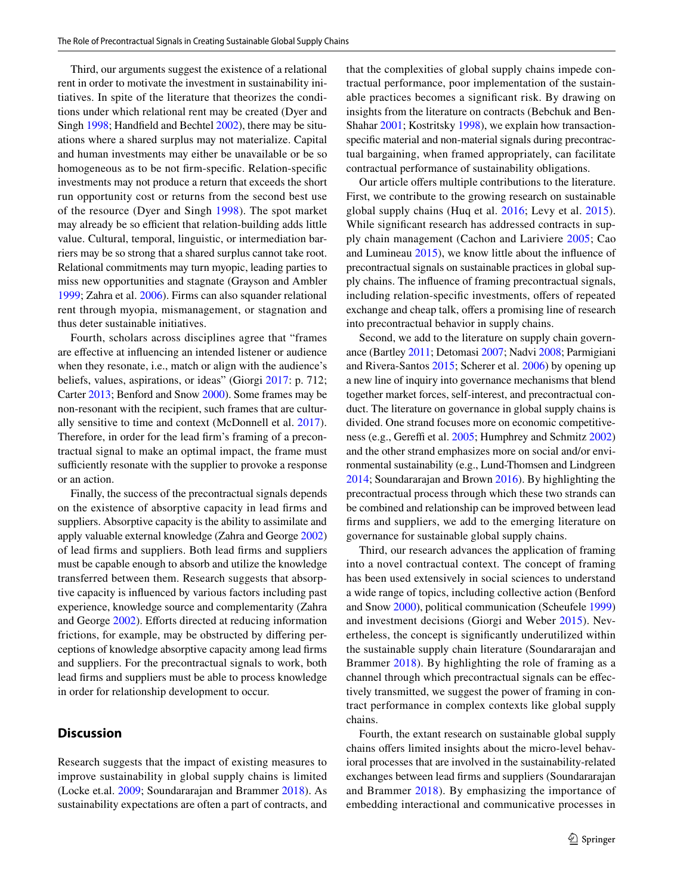Third, our arguments suggest the existence of a relational rent in order to motivate the investment in sustainability initiatives. In spite of the literature that theorizes the conditions under which relational rent may be created (Dyer and Singh 1998; Handfield and Bechtel 2002), there may be situations where a shared surplus may not materialize. Capital and human investments may either be unavailable or be so homogeneous as to be not firm-specific. Relation-specific investments may not produce a return that exceeds the short run opportunity cost or returns from the second best use of the resource (Dyer and Singh 1998). The spot market may already be so efficient that relation-building adds little value. Cultural, temporal, linguistic, or intermediation barriers may be so strong that a shared surplus cannot take root. Relational commitments may turn myopic, leading parties to miss new opportunities and stagnate (Grayson and Ambler 1999; Zahra et al. 2006). Firms can also squander relational rent through myopia, mismanagement, or stagnation and thus deter sustainable initiatives.

Fourth, scholars across disciplines agree that "frames are effective at influencing an intended listener or audience when they resonate, i.e., match or align with the audience's beliefs, values, aspirations, or ideas" (Giorgi 2017: p. 712; Carter 2013; Benford and Snow 2000). Some frames may be non-resonant with the recipient, such frames that are culturally sensitive to time and context (McDonnell et al. 2017). Therefore, in order for the lead firm's framing of a precontractual signal to make an optimal impact, the frame must sufficiently resonate with the supplier to provoke a response or an action.

Finally, the success of the precontractual signals depends on the existence of absorptive capacity in lead firms and suppliers. Absorptive capacity is the ability to assimilate and apply valuable external knowledge (Zahra and George 2002) of lead firms and suppliers. Both lead firms and suppliers must be capable enough to absorb and utilize the knowledge transferred between them. Research suggests that absorptive capacity is influenced by various factors including past experience, knowledge source and complementarity (Zahra and George 2002). Efforts directed at reducing information frictions, for example, may be obstructed by differing perceptions of knowledge absorptive capacity among lead firms and suppliers. For the precontractual signals to work, both lead firms and suppliers must be able to process knowledge in order for relationship development to occur.

## Discussion

Research suggests that the impact of existing measures to improve sustainability in global supply chains is limited (Locke et.al. 2009; Soundararajan and Brammer 2018). As sustainability expectations are often a part of contracts, and that the complexities of global supply chains impede contractual performance, poor implementation of the sustainable practices becomes a significant risk. By drawing on insights from the literature on contracts (Bebchuk and Ben-Shahar 2001; Kostritsky 1998), we explain how transaction-specific material and non-material signals during precontractual bargaining, when framed appropriately, can facilitate contractual performance of sustainability obligations.

Our article offers multiple contributions to the literature. First, we contribute to the growing research on sustainable global supply chains (Huq et al. 2016; Levy et al. 2015). While significant research has addressed contracts in supply chain management (Cachon and Lariviere 2005; Cao and Lumineau 2015), we know little about the influence of precontractual signals on sustainable practices in global supply chains. The influence of framing precontractual signals, including relation-specific investments, offers of repeated exchange and cheap talk, offers a promising line of research into precontractual behavior in supply chains.

Second, we add to the literature on supply chain governance (Bartley 2011; Detomasi 2007; Nadvi 2008; Parmigiani and Rivera-Santos 2015; Scherer et al. 2006) by opening up a new line of inquiry into governance mechanisms that blend together market forces, self-interest, and precontractual conduct. The literature on governance in global supply chains is divided. One strand focuses more on economic competitiveness (e.g., Gereffi et al. 2005; Humphrey and Schmitz 2002) and the other strand emphasizes more on social and/or environmental sustainability (e.g., Lund-Thomsen and Lindgreen 2014; Soundararajan and Brown 2016). By highlighting the precontractual process through which these two strands can be combined and relationship can be improved between lead firms and suppliers, we add to the emerging literature on governance for sustainable global supply chains.

Third, our research advances the application of framing into a novel contractual context. The concept of framing has been used extensively in social sciences to understand a wide range of topics, including collective action (Benford and Snow 2000), political communication (Scheufele 1999) and investment decisions (Giorgi and Weber 2015). Nevertheless, the concept is significantly underutilized within the sustainable supply chain literature (Soundararajan and Brammer 2018). By highlighting the role of framing as a channel through which precontractual signals can be effectively transmitted, we suggest the power of framing in contract performance in complex contexts like global supply chains.

Fourth, the extant research on sustainable global supply chains offers limited insights about the micro-level behavioral processes that are involved in the sustainability-related exchanges between lead firms and suppliers (Soundararajan and Brammer 2018). By emphasizing the importance of embedding interactional and communicative processes in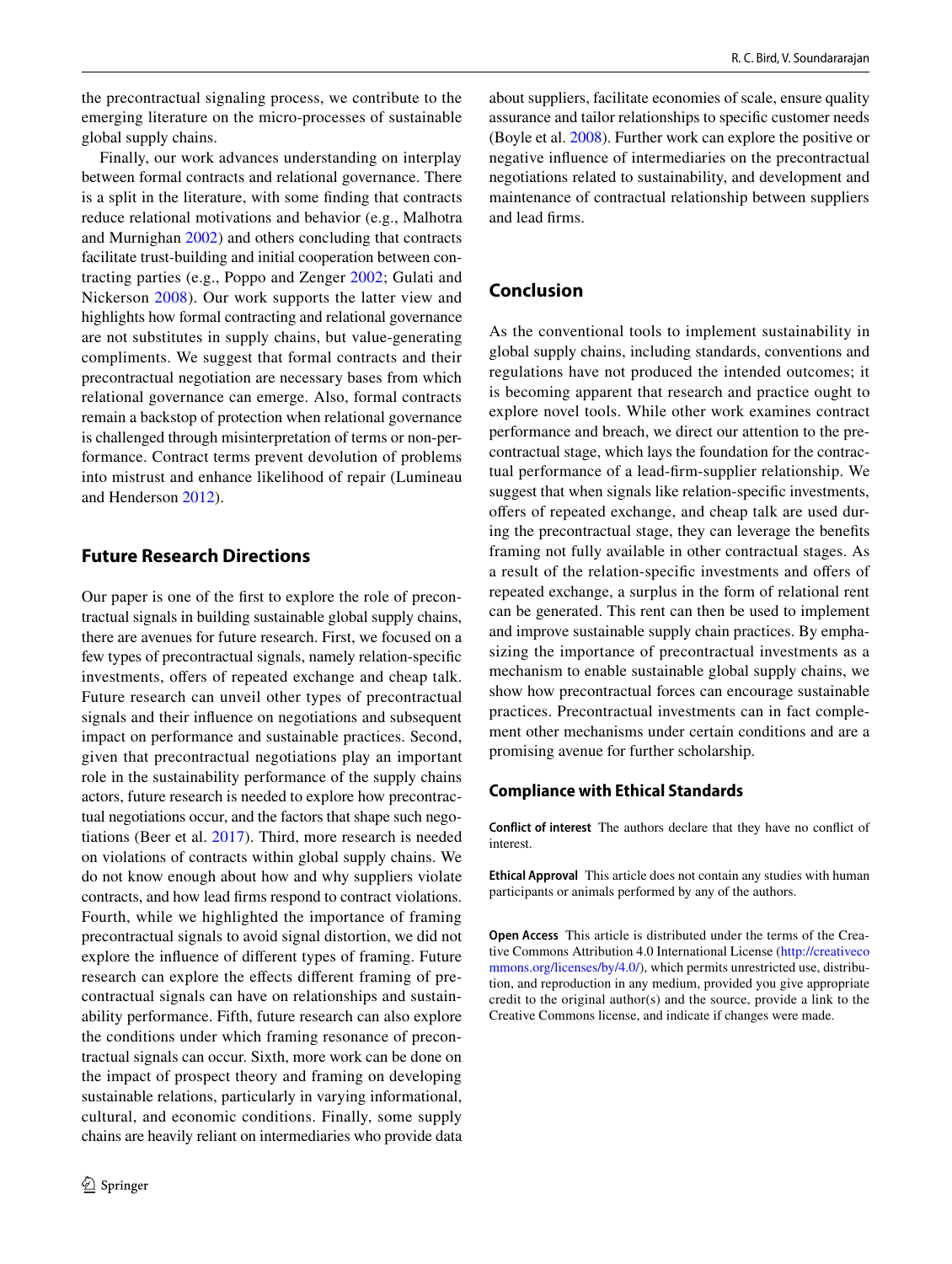the precontractual signaling process, we contribute to the emerging literature on the micro-processes of sustainable global supply chains.

Finally, our work advances understanding on interplay between formal contracts and relational governance. There is a split in the literature, with some finding that contracts reduce relational motivations and behavior (e.g., Malhotra and Murnighan 2002) and others concluding that contracts facilitate trust-building and initial cooperation between contracting parties (e.g., Poppo and Zenger 2002; Gulati and Nickerson 2008). Our work supports the latter view and highlights how formal contracting and relational governance are not substitutes in supply chains, but value-generating compliments. We suggest that formal contracts and their precontractual negotiation are necessary bases from which relational governance can emerge. Also, formal contracts remain a backstop of protection when relational governance is challenged through misinterpretation of terms or non-performance. Contract terms prevent devolution of problems into mistrust and enhance likelihood of repair (Lumineau and Henderson 2012).

## Future Research Directions

Our paper is one of the first to explore the role of precontractual signals in building sustainable global supply chains, there are avenues for future research. First, we focused on a few types of precontractual signals, namely relation-specific investments, offers of repeated exchange and cheap talk. Future research can unveil other types of precontractual signals and their influence on negotiations and subsequent impact on performance and sustainable practices. Second, given that precontractual negotiations play an important role in the sustainability performance of the supply chains actors, future research is needed to explore how precontractual negotiations occur, and the factors that shape such negotiations (Beer et al. 2017). Third, more research is needed on violations of contracts within global supply chains. We do not know enough about how and why suppliers violate contracts, and how lead firms respond to contract violations. Fourth, while we highlighted the importance of framing precontractual signals to avoid signal distortion, we did not explore the influence of different types of framing. Future research can explore the effects different framing of precontractual signals can have on relationships and sustainability performance. Fifth, future research can also explore the conditions under which framing resonance of precontractual signals can occur. Sixth, more work can be done on the impact of prospect theory and framing on developing sustainable relations, particularly in varying informational, cultural, and economic conditions. Finally, some supply chains are heavily reliant on intermediaries who provide data about suppliers, facilitate economies of scale, ensure quality assurance and tailor relationships to specific customer needs (Boyle et al. 2008). Further work can explore the positive or negative influence of intermediaries on the precontractual negotiations related to sustainability, and development and maintenance of contractual relationship between suppliers and lead firms.

## Conclusion

As the conventional tools to implement sustainability in global supply chains, including standards, conventions and regulations have not produced the intended outcomes; it is becoming apparent that research and practice ought to explore novel tools. While other work examines contract performance and breach, we direct our attention to the precontractual stage, which lays the foundation for the contractual performance of a lead-firm-supplier relationship. We suggest that when signals like relation-specific investments, offers of repeated exchange, and cheap talk are used during the precontractual stage, they can leverage the benefits framing not fully available in other contractual stages. As a result of the relation-specific investments and offers of repeated exchange, a surplus in the form of relational rent can be generated. This rent can then be used to implement and improve sustainable supply chain practices. By emphasizing the importance of precontractual investments as a mechanism to enable sustainable global supply chains, we show how precontractual forces can encourage sustainable practices. Precontractual investments can in fact complement other mechanisms under certain conditions and are a promising avenue for further scholarship.

### Compliance with Ethical Standards

**Conflict of interest** The authors declare that they have no conflict of interest.

**Ethical Approval** This article does not contain any studies with human participants or animals performed by any of the authors.

**Open Access** This article is distributed under the terms of the Creative Commons Attribution 4.0 International License (http://creativecommons.org/licenses/by/4.0/), which permits unrestricted use, distribution, and reproduction in any medium, provided you give appropriate credit to the original author(s) and the source, provide a link to the Creative Commons license, and indicate if changes were made.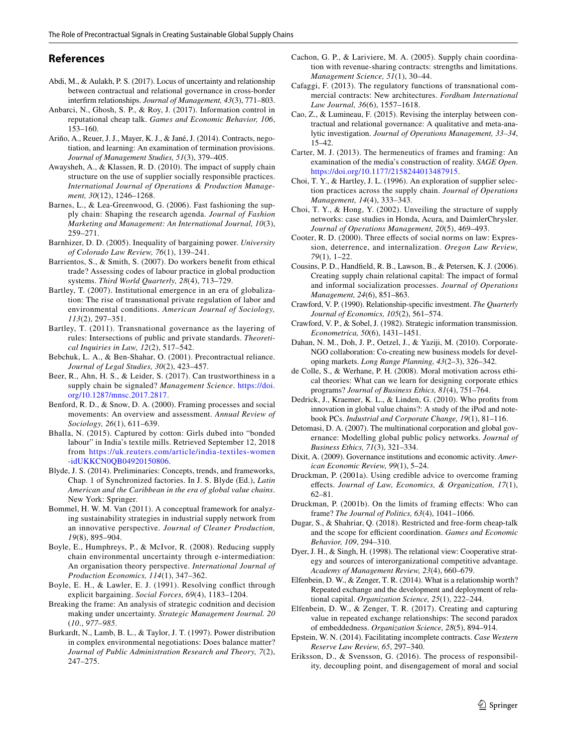## References

Abdi, M., & Aulakh, P. S. (2017). Locus of uncertainty and relationship between contractual and relational governance in cross-border interfirm relationships. *Journal of Management, 43*(3), 771–803.

Anbarci, N., Ghosh, S. P., & Roy, J. (2017). Information control in reputational cheap talk. *Games and Economic Behavior, 106*, 153–160.

Ariño, A., Reuer, J. J., Mayer, K. J., & Jané, J. (2014). Contracts, negotiation, and learning: An examination of termination provisions. *Journal of Management Studies, 51*(3), 379–405.

Awaysheh, A., & Klassen, R. D. (2010). The impact of supply chain structure on the use of supplier socially responsible practices. *International Journal of Operations & Production Management, 30*(12), 1246–1268.

Barnes, L., & Lea-Greenwood, G. (2006). Fast fashioning the supply chain: Shaping the research agenda. *Journal of Fashion Marketing and Management: An International Journal, 10*(3), 259–271.

Barnhizer, D. D. (2005). Inequality of bargaining power. *University of Colorado Law Review, 76*(1), 139–241.

Barrientos, S., & Smith, S. (2007). Do workers benefit from ethical trade? Assessing codes of labour practice in global production systems. *Third World Quarterly, 28*(4), 713–729.

Bartley, T. (2007). Institutional emergence in an era of globalization: The rise of transnational private regulation of labor and environmental conditions. *American Journal of Sociology, 113*(2), 297–351.

Bartley, T. (2011). Transnational governance as the layering of rules: Intersections of public and private standards. *Theoretical Inquiries in Law, 12*(2), 517–542.

Bebchuk, L. A., & Ben-Shahar, O. (2001). Precontractual reliance. *Journal of Legal Studies, 30*(2), 423–457.

Beer, R., Ahn, H. S., & Leider, S. (2017). Can trustworthiness in a supply chain be signaled? *Management Science*. https://doi.org/10.1287/mnsc.2017.2817.

Benford, R. D., & Snow, D. A. (2000). Framing processes and social movements: An overview and assessment. *Annual Review of Sociology, 26*(1), 611–639.

Bhalla, N. (2015). Captured by cotton: Girls dubed into "bonded labour" in India's textile mills. Retrieved September 12, 2018 from https://uk.reuters.com/article/india-textiles-women-idUKKCN0QB04920150806.

Blyde, J. S. (2014). Preliminaries: Concepts, trends, and frameworks, Chap. 1 of Synchronized factories. In J. S. Blyde (Ed.), *Latin American and the Caribbean in the era of global value chains*. New York: Springer.

Bommel, H. W. M. Van (2011). A conceptual framework for analyzing sustainability strategies in industrial supply network from an innovative perspective. *Journal of Cleaner Production, 19*(8), 895–904.

Boyle, E., Humphreys, P., & McIvor, R. (2008). Reducing supply chain environmental uncertainty through e-intermediation: An organisation theory perspective. *International Journal of Production Economics, 114*(1), 347–362.

Boyle, E. H., & Lawler, E. J. (1991). Resolving conflict through explicit bargaining. *Social Forces, 69*(4), 1183–1204.

Breaking the frame: An analysis of strategic codnition and decision making under uncertainty. *Strategic Management Journal. 20* (*10*., *977–985*.

Burkardt, N., Lamb, B. L., & Taylor, J. T. (1997). Power distribution in complex environmental negotiations: Does balance matter? *Journal of Public Administration Research and Theory, 7*(2), 247–275.

Cachon, G. P., & Lariviere, M. A. (2005). Supply chain coordination with revenue-sharing contracts: strengths and limitations. *Management Science, 51*(1), 30–44.

Cafaggi, F. (2013). The regulatory functions of transnational commercial contracts: New architectures. *Fordham International Law Journal, 36*(6), 1557–1618.

Cao, Z., & Lumineau, F. (2015). Revising the interplay between contractual and relational governance: A qualitative and meta-analytic investigation. *Journal of Operations Management, 33–34*, 15–42.

Carter, M. J. (2013). The hermeneutics of frames and framing: An examination of the media's construction of reality. *SAGE Open*. https://doi.org/10.1177/2158244013487915.

Choi, T. Y., & Hartley, J. L. (1996). An exploration of supplier selection practices across the supply chain. *Journal of Operations Management, 14*(4), 333–343.

Choi, T. Y., & Hong, Y. (2002). Unveiling the structure of supply networks: case studies in Honda, Acura, and DaimlerChrysler. *Journal of Operations Management, 20*(5), 469–493.

Cooter, R. D. (2000). Three effects of social norms on law: Expression, deterrence, and internalization. *Oregon Law Review, 79*(1), 1–22.

Cousins, P. D., Handfield, R. B., Lawson, B., & Petersen, K. J. (2006). Creating supply chain relational capital: The impact of formal and informal socialization processes. *Journal of Operations Management, 24*(6), 851–863.

Crawford, V. P. (1990). Relationship-specific investment. *The Quarterly Journal of Economics, 105*(2), 561–574.

Crawford, V. P., & Sobel, J. (1982). Strategic information transmission. *Econometrica, 50*(6), 1431–1451.

Dahan, N. M., Doh, J. P., Oetzel, J., & Yaziji, M. (2010). Corporate-NGO collaboration: Co-creating new business models for developing markets. *Long Range Planning, 43*(2–3), 326–342.

de Colle, S., & Werhane, P. H. (2008). Moral motivation across ethical theories: What can we learn for designing corporate ethics programs? *Journal of Business Ethics, 81*(4), 751–764.

Dedrick, J., Kraemer, K. L., & Linden, G. (2010). Who profits from innovation in global value chains?: A study of the iPod and notebook PCs. *Industrial and Corporate Change, 19*(1), 81–116.

Detomasi, D. A. (2007). The multinational corporation and global governance: Modelling global public policy networks. *Journal of Business Ethics, 71*(3), 321–334.

Dixit, A. (2009). Governance institutions and economic activity. *American Economic Review, 99*(1), 5–24.

Druckman, P. (2001a). Using credible advice to overcome framing effects. *Journal of Law, Economics, & Organization, 17*(1), 62–81.

Druckman, P. (2001b). On the limits of framing effects: Who can frame? *The Journal of Politics, 63*(4), 1041–1066.

Dugar, S., & Shahriar, Q. (2018). Restricted and free-form cheap-talk and the scope for efficient coordination. *Games and Economic Behavior, 109*, 294–310.

Dyer, J. H., & Singh, H. (1998). The relational view: Cooperative strategy and sources of interorganizational competitive advantage. *Academy of Management Review, 23*(4), 660–679.

Elfenbein, D. W., & Zenger, T. R. (2014). What is a relationship worth? Repeated exchange and the development and deployment of relational capital. *Organization Science, 25*(1), 222–244.

Elfenbein, D. W., & Zenger, T. R. (2017). Creating and capturing value in repeated exchange relationships: The second paradox of embeddedness. *Organization Science, 28*(5), 894–914.

Epstein, W. N. (2014). Facilitating incomplete contracts. *Case Western Reserve Law Review, 65*, 297–340.

Eriksson, D., & Svensson, G. (2016). The process of responsibility, decoupling point, and disengagement of moral and social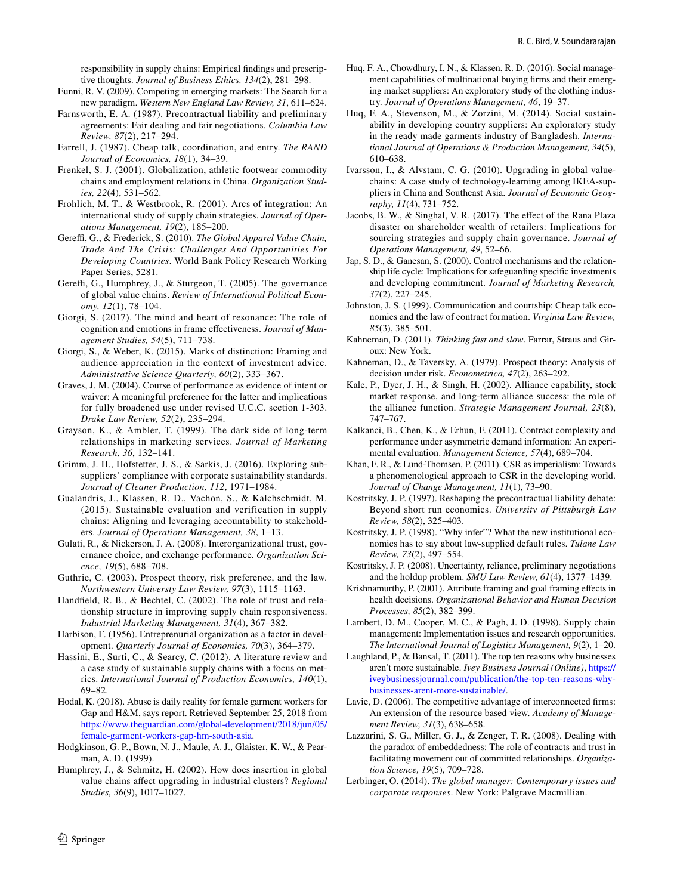responsibility in supply chains: Empirical findings and prescriptive thoughts. *Journal of Business Ethics, 134*(2), 281–298.

Eunni, R. V. (2009). Competing in emerging markets: The Search for a new paradigm. *Western New England Law Review, 31*, 611–624.

Farnsworth, E. A. (1987). Precontractual liability and preliminary agreements: Fair dealing and fair negotiations. *Columbia Law Review, 87*(2), 217–294.

Farrell, J. (1987). Cheap talk, coordination, and entry. *The RAND Journal of Economics, 18*(1), 34–39.

Frenkel, S. J. (2001). Globalization, athletic footwear commodity chains and employment relations in China. *Organization Studies, 22*(4), 531–562.

Frohlich, M. T., & Westbrook, R. (2001). Arcs of integration: An international study of supply chain strategies. *Journal of Operations Management, 19*(2), 185–200.

Gereffi, G., & Frederick, S. (2010). *The Global Apparel Value Chain, Trade And The Crisis: Challenges And Opportunities For Developing Countries*. World Bank Policy Research Working Paper Series, 5281.

Gereffi, G., Humphrey, J., & Sturgeon, T. (2005). The governance of global value chains. *Review of International Political Economy, 12*(1), 78–104.

Giorgi, S. (2017). The mind and heart of resonance: The role of cognition and emotions in frame effectiveness. *Journal of Management Studies, 54*(5), 711–738.

Giorgi, S., & Weber, K. (2015). Marks of distinction: Framing and audience appreciation in the context of investment advice. *Administrative Science Quarterly, 60*(2), 333–367.

Graves, J. M. (2004). Course of performance as evidence of intent or waiver: A meaningful preference for the latter and implications for fully broadened use under revised U.C.C. section 1-303. *Drake Law Review, 52*(2), 235–294.

Grayson, K., & Ambler, T. (1999). The dark side of long-term relationships in marketing services. *Journal of Marketing Research, 36*, 132–141.

Grimm, J. H., Hofstetter, J. S., & Sarkis, J. (2016). Exploring subsuppliers' compliance with corporate sustainability standards. *Journal of Cleaner Production, 112*, 1971–1984.

Gualandris, J., Klassen, R. D., Vachon, S., & Kalchschmidt, M. (2015). Sustainable evaluation and verification in supply chains: Aligning and leveraging accountability to stakeholders. *Journal of Operations Management, 38*, 1–13.

Gulati, R., & Nickerson, J. A. (2008). Interorganizational trust, governance choice, and exchange performance. *Organization Science, 19*(5), 688–708.

Guthrie, C. (2003). Prospect theory, risk preference, and the law. *Northwestern Universty Law Review, 97*(3), 1115–1163.

Handfield, R. B., & Bechtel, C. (2002). The role of trust and relationship structure in improving supply chain responsiveness. *Industrial Marketing Management, 31*(4), 367–382.

Harbison, F. (1956). Entreprenurial organization as a factor in development. *Quarterly Journal of Economics, 70*(3), 364–379.

Hassini, E., Surti, C., & Searcy, C. (2012). A literature review and a case study of sustainable supply chains with a focus on metrics. *International Journal of Production Economics, 140*(1), 69–82.

Hodal, K. (2018). Abuse is daily reality for female garment workers for Gap and H&M, says report. Retrieved September 25, 2018 from https://www.theguardian.com/global-development/2018/jun/05/female-garment-workers-gap-hm-south-asia.

Hodgkinson, G. P., Bown, N. J., Maule, A. J., Glaister, K. W., & Pearman, A. D. (1999).

Humphrey, J., & Schmitz, H. (2002). How does insertion in global value chains affect upgrading in industrial clusters? *Regional Studies, 36*(9), 1017–1027.

Huq, F. A., Chowdhury, I. N., & Klassen, R. D. (2016). Social management capabilities of multinational buying firms and their emerging market suppliers: An exploratory study of the clothing industry. *Journal of Operations Management, 46*, 19–37.

Huq, F. A., Stevenson, M., & Zorzini, M. (2014). Social sustainability in developing country suppliers: An exploratory study in the ready made garments industry of Bangladesh. *International Journal of Operations & Production Management, 34*(5), 610–638.

Ivarsson, I., & Alvstam, C. G. (2010). Upgrading in global value-chains: A case study of technology-learning among IKEA-suppliers in China and Southeast Asia. *Journal of Economic Geography, 11*(4), 731–752.

Jacobs, B. W., & Singhal, V. R. (2017). The effect of the Rana Plaza disaster on shareholder wealth of retailers: Implications for sourcing strategies and supply chain governance. *Journal of Operations Management, 49*, 52–66.

Jap, S. D., & Ganesan, S. (2000). Control mechanisms and the relationship life cycle: Implications for safeguarding specific investments and developing commitment. *Journal of Marketing Research, 37*(2), 227–245.

Johnston, J. S. (1999). Communication and courtship: Cheap talk economics and the law of contract formation. *Virginia Law Review, 85*(3), 385–501.

Kahneman, D. (2011). *Thinking fast and slow*. Farrar, Straus and Giroux: New York.

Kahneman, D., & Taversky, A. (1979). Prospect theory: Analysis of decision under risk. *Econometrica, 47*(2), 263–292.

Kale, P., Dyer, J. H., & Singh, H. (2002). Alliance capability, stock market response, and long-term alliance success: the role of the alliance function. *Strategic Management Journal, 23*(8), 747–767.

Kalkanci, B., Chen, K., & Erhun, F. (2011). Contract complexity and performance under asymmetric demand information: An experimental evaluation. *Management Science, 57*(4), 689–704.

Khan, F. R., & Lund-Thomsen, P. (2011). CSR as imperialism: Towards a phenomenological approach to CSR in the developing world. *Journal of Change Management, 11*(1), 73–90.

Kostritsky, J. P. (1997). Reshaping the precontractual liability debate: Beyond short run economics. *University of Pittsburgh Law Review, 58*(2), 325–403.

Kostritsky, J. P. (1998). "Why infer"? What the new institutional economics has to say about law-supplied default rules. *Tulane Law Review, 73*(2), 497–554.

Kostritsky, J. P. (2008). Uncertainty, reliance, preliminary negotiations and the holdup problem. *SMU Law Review, 61*(4), 1377–1439.

Krishnamurthy, P. (2001). Attribute framing and goal framing effects in health decisions. *Organizational Behavior and Human Decision Processes, 85*(2), 382–399.

Lambert, D. M., Cooper, M. C., & Pagh, J. D. (1998). Supply chain management: Implementation issues and research opportunities. *The International Journal of Logistics Management, 9*(2), 1–20.

Laughland, P., & Bansal, T. (2011). The top ten reasons why businesses aren't more sustainable. *Ivey Business Journal (Online)*, https://iveybusinessjournal.com/publication/the-top-ten-reasons-why-businesses-arent-more-sustainable/.

Lavie, D. (2006). The competitive advantage of interconnected firms: An extension of the resource based view. *Academy of Management Review, 31*(3), 638–658.

Lazzarini, S. G., Miller, G. J., & Zenger, T. R. (2008). Dealing with the paradox of embeddedness: The role of contracts and trust in facilitating movement out of committed relationships. *Organization Science, 19*(5), 709–728.

Lerbinger, O. (2014). *The global manager: Contemporary issues and corporate responses*. New York: Palgrave Macmillian.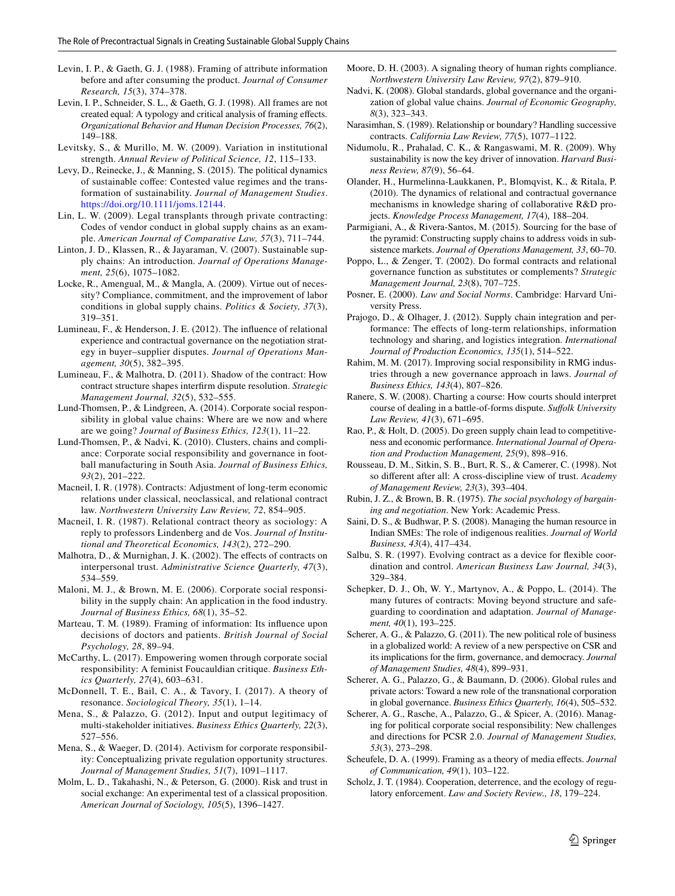Levin, I. P., & Gaeth, G. J. (1988). Framing of attribute information before and after consuming the product. *Journal of Consumer Research, 15*(3), 374–378.

Levin, I. P., Schneider, S. L., & Gaeth, G. J. (1998). All frames are not created equal: A typology and critical analysis of framing effects. *Organizational Behavior and Human Decision Processes, 76*(2), 149–188.

Levitsky, S., & Murillo, M. W. (2009). Variation in institutional strength. *Annual Review of Political Science, 12*, 115–133.

Levy, D., Reinecke, J., & Manning, S. (2015). The political dynamics of sustainable coffee: Contested value regimes and the transformation of sustainability. *Journal of Management Studies*. https://doi.org/10.1111/joms.12144.

Lin, L. W. (2009). Legal transplants through private contracting: Codes of vendor conduct in global supply chains as an example. *American Journal of Comparative Law, 57*(3), 711–744.

Linton, J. D., Klassen, R., & Jayaraman, V. (2007). Sustainable supply chains: An introduction. *Journal of Operations Management, 25*(6), 1075–1082.

Locke, R., Amengual, M., & Mangla, A. (2009). Virtue out of necessity? Compliance, commitment, and the improvement of labor conditions in global supply chains. *Politics & Society, 37*(3), 319–351.

Lumineau, F., & Henderson, J. E. (2012). The influence of relational experience and contractual governance on the negotiation strategy in buyer–supplier disputes. *Journal of Operations Management, 30*(5), 382–395.

Lumineau, F., & Malhotra, D. (2011). Shadow of the contract: How contract structure shapes interfirm dispute resolution. *Strategic Management Journal, 32*(5), 532–555.

Lund-Thomsen, P., & Lindgreen, A. (2014). Corporate social responsibility in global value chains: Where are we now and where are we going? *Journal of Business Ethics, 123*(1), 11–22.

Lund-Thomsen, P., & Nadvi, K. (2010). Clusters, chains and compliance: Corporate social responsibility and governance in football manufacturing in South Asia. *Journal of Business Ethics, 93*(2), 201–222.

Macneil, I. R. (1978). Contracts: Adjustment of long-term economic relations under classical, neoclassical, and relational contract law. *Northwestern University Law Review, 72*, 854–905.

Macneil, I. R. (1987). Relational contract theory as sociology: A reply to professors Lindenberg and de Vos. *Journal of Institutional and Theoretical Economics, 143*(2), 272–290.

Malhotra, D., & Murnighan, J. K. (2002). The effects of contracts on interpersonal trust. *Administrative Science Quarterly, 47*(3), 534–559.

Maloni, M. J., & Brown, M. E. (2006). Corporate social responsibility in the supply chain: An application in the food industry. *Journal of Business Ethics, 68*(1), 35–52.

Marteau, T. M. (1989). Framing of information: Its influence upon decisions of doctors and patients. *British Journal of Social Psychology, 28*, 89–94.

McCarthy, L. (2017). Empowering women through corporate social responsibility: A feminist Foucauldian critique. *Business Ethics Quarterly, 27*(4), 603–631.

McDonnell, T. E., Bail, C. A., & Tavory, I. (2017). A theory of resonance. *Sociological Theory, 35*(1), 1–14.

Mena, S., & Palazzo, G. (2012). Input and output legitimacy of multi-stakeholder initiatives. *Business Ethics Quarterly, 22*(3), 527–556.

Mena, S., & Waeger, D. (2014). Activism for corporate responsibility: Conceptualizing private regulation opportunity structures. *Journal of Management Studies, 51*(7), 1091–1117.

Molm, L. D., Takahashi, N., & Peterson, G. (2000). Risk and trust in social exchange: An experimental test of a classical proposition. *American Journal of Sociology, 105*(5), 1396–1427.

Moore, D. H. (2003). A signaling theory of human rights compliance. *Northwestern University Law Review, 97*(2), 879–910.

Nadvi, K. (2008). Global standards, global governance and the organization of global value chains. *Journal of Economic Geography, 8*(3), 323–343.

Narasimhan, S. (1989). Relationship or boundary? Handling successive contracts. *California Law Review, 77*(5), 1077–1122.

Nidumolu, R., Prahalad, C. K., & Rangaswami, M. R. (2009). Why sustainability is now the key driver of innovation. *Harvard Business Review, 87*(9), 56–64.

Olander, H., Hurmelinna-Laukkanen, P., Blomqvist, K., & Ritala, P. (2010). The dynamics of relational and contractual governance mechanisms in knowledge sharing of collaborative R&D projects. *Knowledge Process Management, 17*(4), 188–204.

Parmigiani, A., & Rivera-Santos, M. (2015). Sourcing for the base of the pyramid: Constructing supply chains to address voids in subsistence markets. *Journal of Operations Management, 33*, 60–70.

Poppo, L., & Zenger, T. (2002). Do formal contracts and relational governance function as substitutes or complements? *Strategic Management Journal, 23*(8), 707–725.

Posner, E. (2000). *Law and Social Norms*. Cambridge: Harvard University Press.

Prajogo, D., & Olhager, J. (2012). Supply chain integration and performance: The effects of long-term relationships, information technology and sharing, and logistics integration. *International Journal of Production Economics, 135*(1), 514–522.

Rahim, M. M. (2017). Improving social responsibility in RMG industries through a new governance approach in laws. *Journal of Business Ethics, 143*(4), 807–826.

Ranere, S. W. (2008). Charting a course: How courts should interpret course of dealing in a battle-of-forms dispute. *Suffolk University Law Review, 41*(3), 671–695.

Rao, P., & Holt, D. (2005). Do green supply chain lead to competitiveness and economic performance. *International Journal of Operation and Production Management, 25*(9), 898–916.

Rousseau, D. M., Sitkin, S. B., Burt, R. S., & Camerer, C. (1998). Not so different after all: A cross-discipline view of trust. *Academy of Management Review, 23*(3), 393–404.

Rubin, J. Z., & Brown, B. R. (1975). *The social psychology of bargaining and negotiation*. New York: Academic Press.

Saini, D. S., & Budhwar, P. S. (2008). Managing the human resource in Indian SMEs: The role of indigenous realities. *Journal of World Business, 43*(4), 417–434.

Salbu, S. R. (1997). Evolving contract as a device for flexible coordination and control. *American Business Law Journal, 34*(3), 329–384.

Schepker, D. J., Oh, W. Y., Martynov, A., & Poppo, L. (2014). The many futures of contracts: Moving beyond structure and safeguarding to coordination and adaptation. *Journal of Management, 40*(1), 193–225.

Scherer, A. G., & Palazzo, G. (2011). The new political role of business in a globalized world: A review of a new perspective on CSR and its implications for the firm, governance, and democracy. *Journal of Management Studies, 48*(4), 899–931.

Scherer, A. G., Palazzo, G., & Baumann, D. (2006). Global rules and private actors: Toward a new role of the transnational corporation in global governance. *Business Ethics Quarterly, 16*(4), 505–532.

Scherer, A. G., Rasche, A., Palazzo, G., & Spicer, A. (2016). Managing for political corporate social responsibility: New challenges and directions for PCSR 2.0. *Journal of Management Studies, 53*(3), 273–298.

Scheufele, D. A. (1999). Framing as a theory of media effects. *Journal of Communication, 49*(1), 103–122.

Scholz, J. T. (1984). Cooperation, deterrence, and the ecology of regulatory enforcement. *Law and Society Review., 18*, 179–224.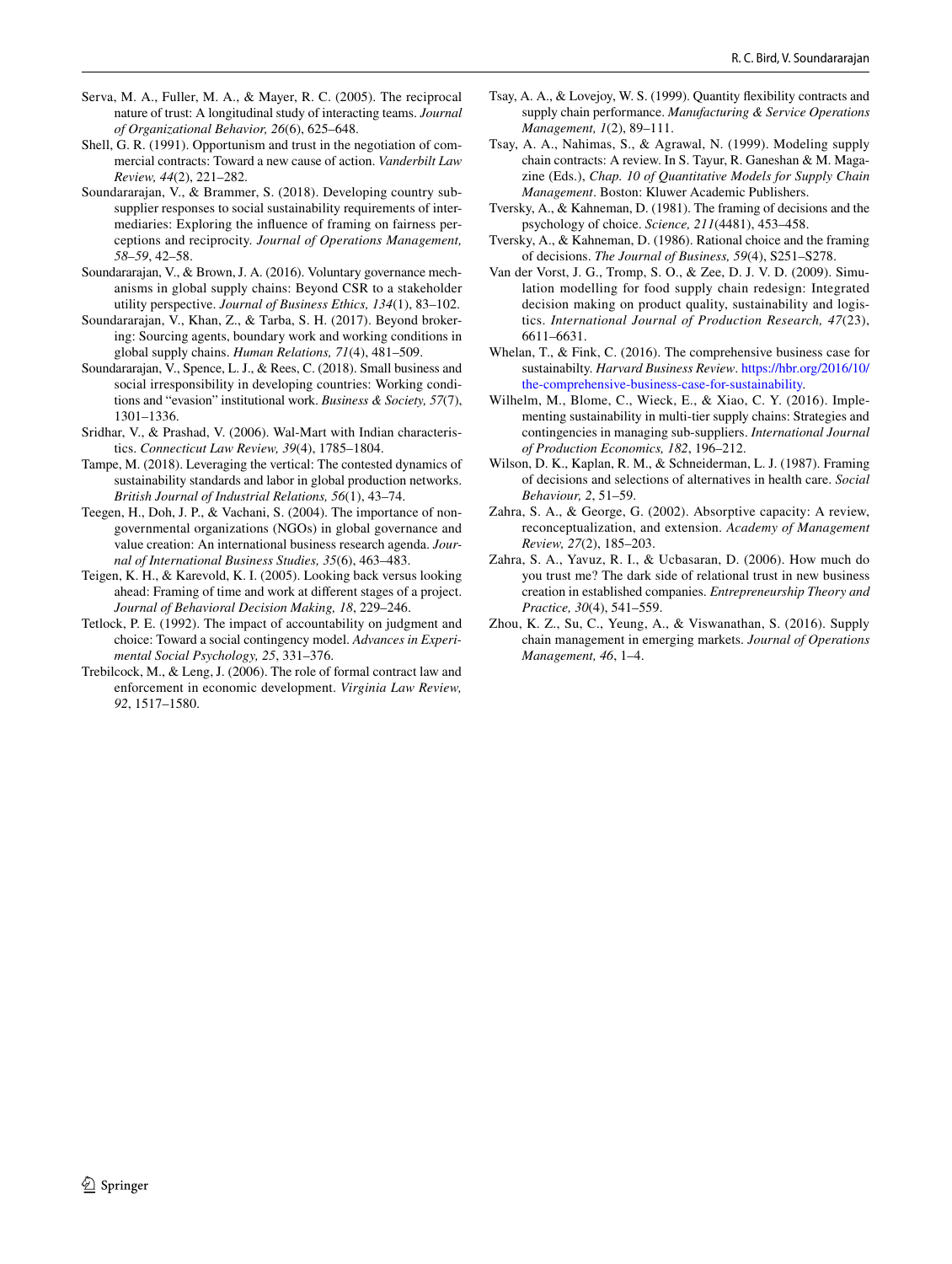Serva, M. A., Fuller, M. A., & Mayer, R. C. (2005). The reciprocal nature of trust: A longitudinal study of interacting teams. *Journal of Organizational Behavior, 26*(6), 625–648.

Shell, G. R. (1991). Opportunism and trust in the negotiation of commercial contracts: Toward a new cause of action. *Vanderbilt Law Review, 44*(2), 221–282.

Soundararajan, V., & Brammer, S. (2018). Developing country sub-supplier responses to social sustainability requirements of intermediaries: Exploring the influence of framing on fairness perceptions and reciprocity. *Journal of Operations Management, 58–59*, 42–58.

Soundararajan, V., & Brown, J. A. (2016). Voluntary governance mechanisms in global supply chains: Beyond CSR to a stakeholder utility perspective. *Journal of Business Ethics, 134*(1), 83–102.

Soundararajan, V., Khan, Z., & Tarba, S. H. (2017). Beyond brokering: Sourcing agents, boundary work and working conditions in global supply chains. *Human Relations, 71*(4), 481–509.

Soundararajan, V., Spence, L. J., & Rees, C. (2018). Small business and social irresponsibility in developing countries: Working conditions and "evasion" institutional work. *Business & Society, 57*(7), 1301–1336.

Sridhar, V., & Prashad, V. (2006). Wal-Mart with Indian characteristics. *Connecticut Law Review, 39*(4), 1785–1804.

Tampe, M. (2018). Leveraging the vertical: The contested dynamics of sustainability standards and labor in global production networks. *British Journal of Industrial Relations, 56*(1), 43–74.

Teegen, H., Doh, J. P., & Vachani, S. (2004). The importance of nongovernmental organizations (NGOs) in global governance and value creation: An international business research agenda. *Journal of International Business Studies, 35*(6), 463–483.

Teigen, K. H., & Karevold, K. I. (2005). Looking back versus looking ahead: Framing of time and work at different stages of a project. *Journal of Behavioral Decision Making, 18*, 229–246.

Tetlock, P. E. (1992). The impact of accountability on judgment and choice: Toward a social contingency model. *Advances in Experimental Social Psychology, 25*, 331–376.

Trebilcock, M., & Leng, J. (2006). The role of formal contract law and enforcement in economic development. *Virginia Law Review, 92*, 1517–1580.

Tsay, A. A., & Lovejoy, W. S. (1999). Quantity flexibility contracts and supply chain performance. *Manufacturing & Service Operations Management, 1*(2), 89–111.

Tsay, A. A., Nahimas, S., & Agrawal, N. (1999). Modeling supply chain contracts: A review. In S. Tayur, R. Ganeshan & M. Magazine (Eds.), *Chap. 10 of Quantitative Models for Supply Chain Management*. Boston: Kluwer Academic Publishers.

Tversky, A., & Kahneman, D. (1981). The framing of decisions and the psychology of choice. *Science, 211*(4481), 453–458.

Tversky, A., & Kahneman, D. (1986). Rational choice and the framing of decisions. *The Journal of Business, 59*(4), S251–S278.

Van der Vorst, J. G., Tromp, S. O., & Zee, D. J. V. D. (2009). Simulation modelling for food supply chain redesign: Integrated decision making on product quality, sustainability and logistics. *International Journal of Production Research, 47*(23), 6611–6631.

Whelan, T., & Fink, C. (2016). The comprehensive business case for sustainabilty. *Harvard Business Review*. https://hbr.org/2016/10/the-comprehensive-business-case-for-sustainability.

Wilhelm, M., Blome, C., Wieck, E., & Xiao, C. Y. (2016). Implementing sustainability in multi-tier supply chains: Strategies and contingencies in managing sub-suppliers. *International Journal of Production Economics, 182*, 196–212.

Wilson, D. K., Kaplan, R. M., & Schneiderman, L. J. (1987). Framing of decisions and selections of alternatives in health care. *Social Behaviour, 2*, 51–59.

Zahra, S. A., & George, G. (2002). Absorptive capacity: A review, reconceptualization, and extension. *Academy of Management Review, 27*(2), 185–203.

Zahra, S. A., Yavuz, R. I., & Ucbasaran, D. (2006). How much do you trust me? The dark side of relational trust in new business creation in established companies. *Entrepreneurship Theory and Practice, 30*(4), 541–559.

Zhou, K. Z., Su, C., Yeung, A., & Viswanathan, S. (2016). Supply chain management in emerging markets. *Journal of Operations Management, 46*, 1–4.